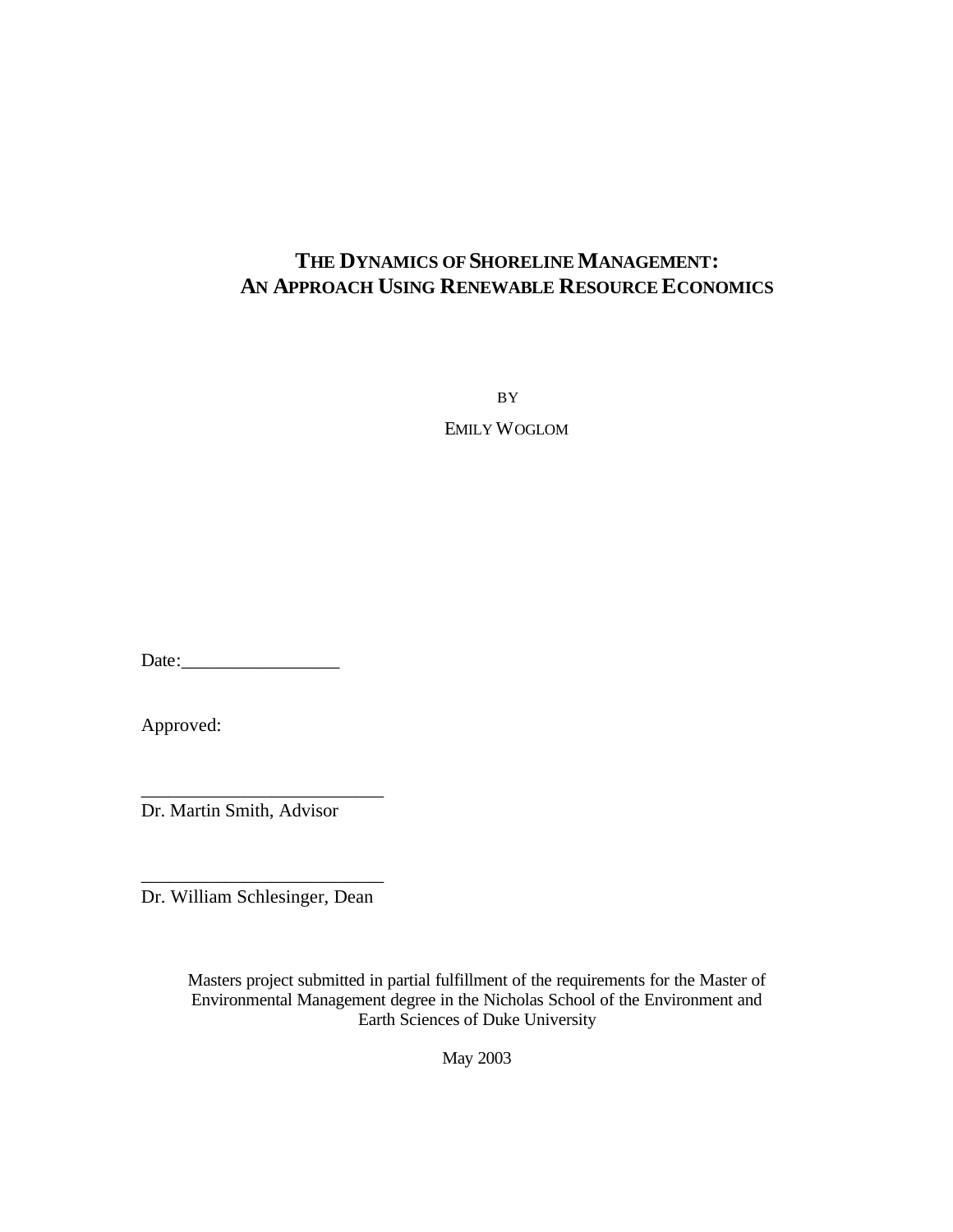# THE DYNAMICS OF SHORELINE MANAGEMENT: AN APPROACH USING RENEWABLE RESOURCE ECONOMICS

BY

EMILY WOGLOM

Date:_________________

Approved:

__________________________
Dr. Martin Smith, Advisor

__________________________
Dr. William Schlesinger, Dean

Masters project submitted in partial fulfillment of the requirements for the Master of Environmental Management degree in the Nicholas School of the Environment and Earth Sciences of Duke University

May 2003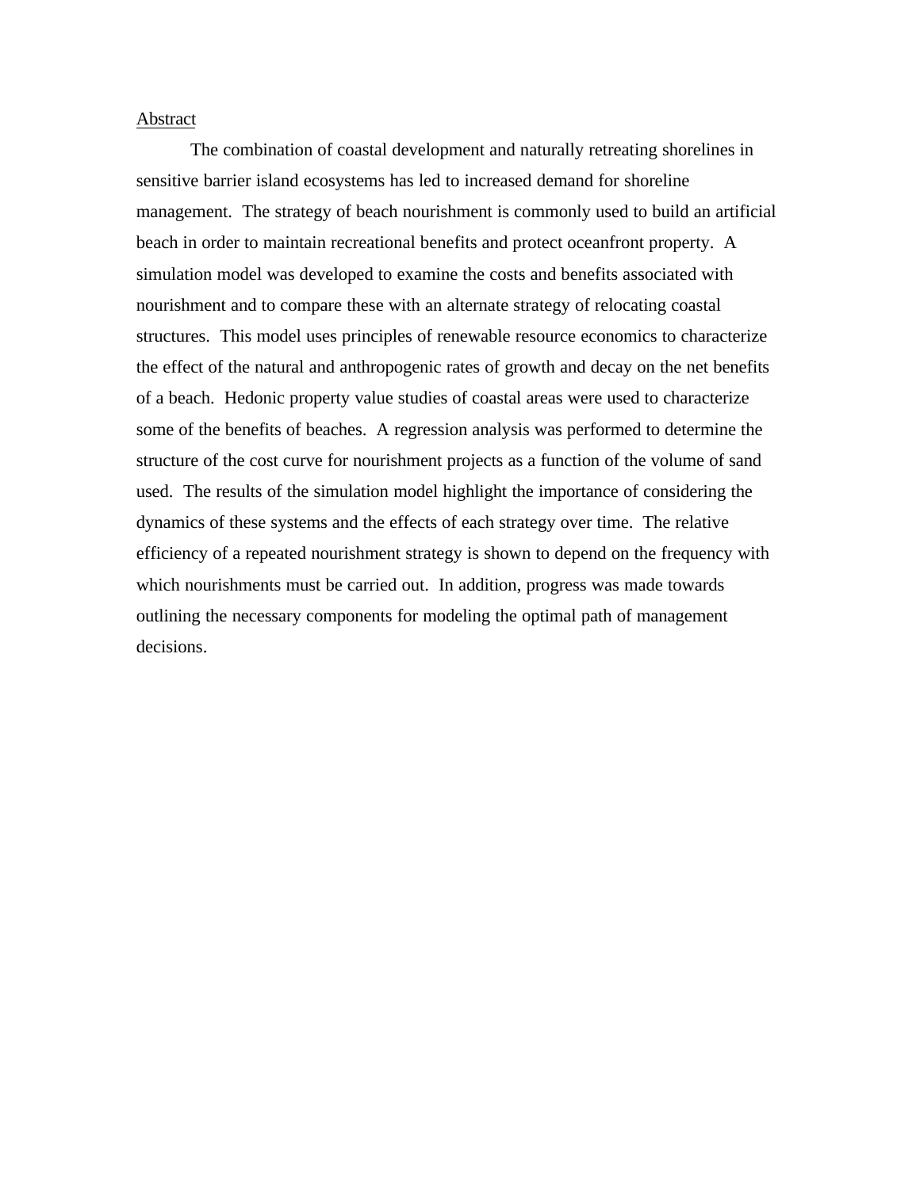## Abstract

The combination of coastal development and naturally retreating shorelines in sensitive barrier island ecosystems has led to increased demand for shoreline management. The strategy of beach nourishment is commonly used to build an artificial beach in order to maintain recreational benefits and protect oceanfront property. A simulation model was developed to examine the costs and benefits associated with nourishment and to compare these with an alternate strategy of relocating coastal structures. This model uses principles of renewable resource economics to characterize the effect of the natural and anthropogenic rates of growth and decay on the net benefits of a beach. Hedonic property value studies of coastal areas were used to characterize some of the benefits of beaches. A regression analysis was performed to determine the structure of the cost curve for nourishment projects as a function of the volume of sand used. The results of the simulation model highlight the importance of considering the dynamics of these systems and the effects of each strategy over time. The relative efficiency of a repeated nourishment strategy is shown to depend on the frequency with which nourishments must be carried out. In addition, progress was made towards outlining the necessary components for modeling the optimal path of management decisions.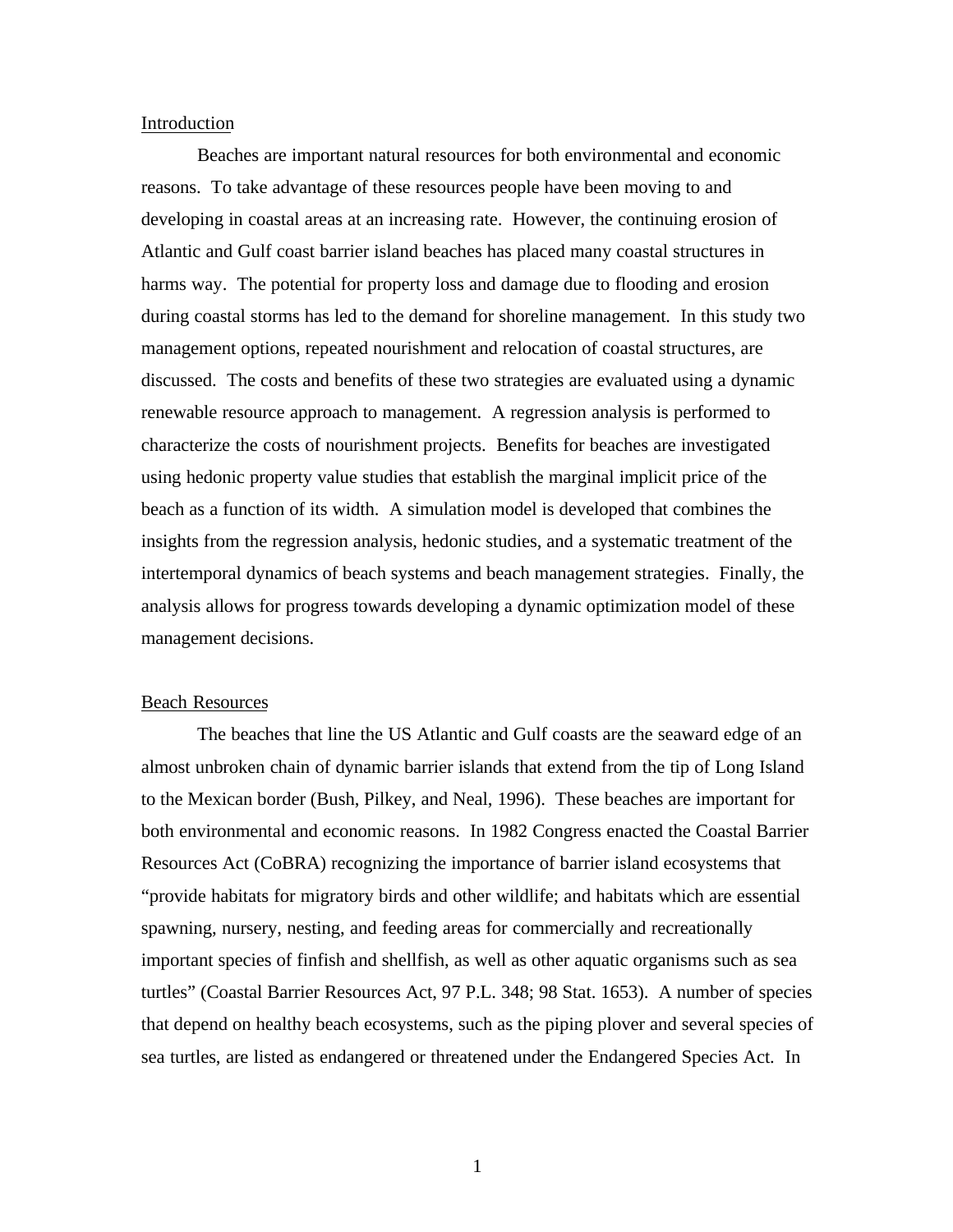## Introduction

Beaches are important natural resources for both environmental and economic reasons. To take advantage of these resources people have been moving to and developing in coastal areas at an increasing rate. However, the continuing erosion of Atlantic and Gulf coast barrier island beaches has placed many coastal structures in harms way. The potential for property loss and damage due to flooding and erosion during coastal storms has led to the demand for shoreline management. In this study two management options, repeated nourishment and relocation of coastal structures, are discussed. The costs and benefits of these two strategies are evaluated using a dynamic renewable resource approach to management. A regression analysis is performed to characterize the costs of nourishment projects. Benefits for beaches are investigated using hedonic property value studies that establish the marginal implicit price of the beach as a function of its width. A simulation model is developed that combines the insights from the regression analysis, hedonic studies, and a systematic treatment of the intertemporal dynamics of beach systems and beach management strategies. Finally, the analysis allows for progress towards developing a dynamic optimization model of these management decisions.

## Beach Resources

The beaches that line the US Atlantic and Gulf coasts are the seaward edge of an almost unbroken chain of dynamic barrier islands that extend from the tip of Long Island to the Mexican border (Bush, Pilkey, and Neal, 1996). These beaches are important for both environmental and economic reasons. In 1982 Congress enacted the Coastal Barrier Resources Act (CoBRA) recognizing the importance of barrier island ecosystems that "provide habitats for migratory birds and other wildlife; and habitats which are essential spawning, nursery, nesting, and feeding areas for commercially and recreationally important species of finfish and shellfish, as well as other aquatic organisms such as sea turtles" (Coastal Barrier Resources Act, 97 P.L. 348; 98 Stat. 1653). A number of species that depend on healthy beach ecosystems, such as the piping plover and several species of sea turtles, are listed as endangered or threatened under the Endangered Species Act. In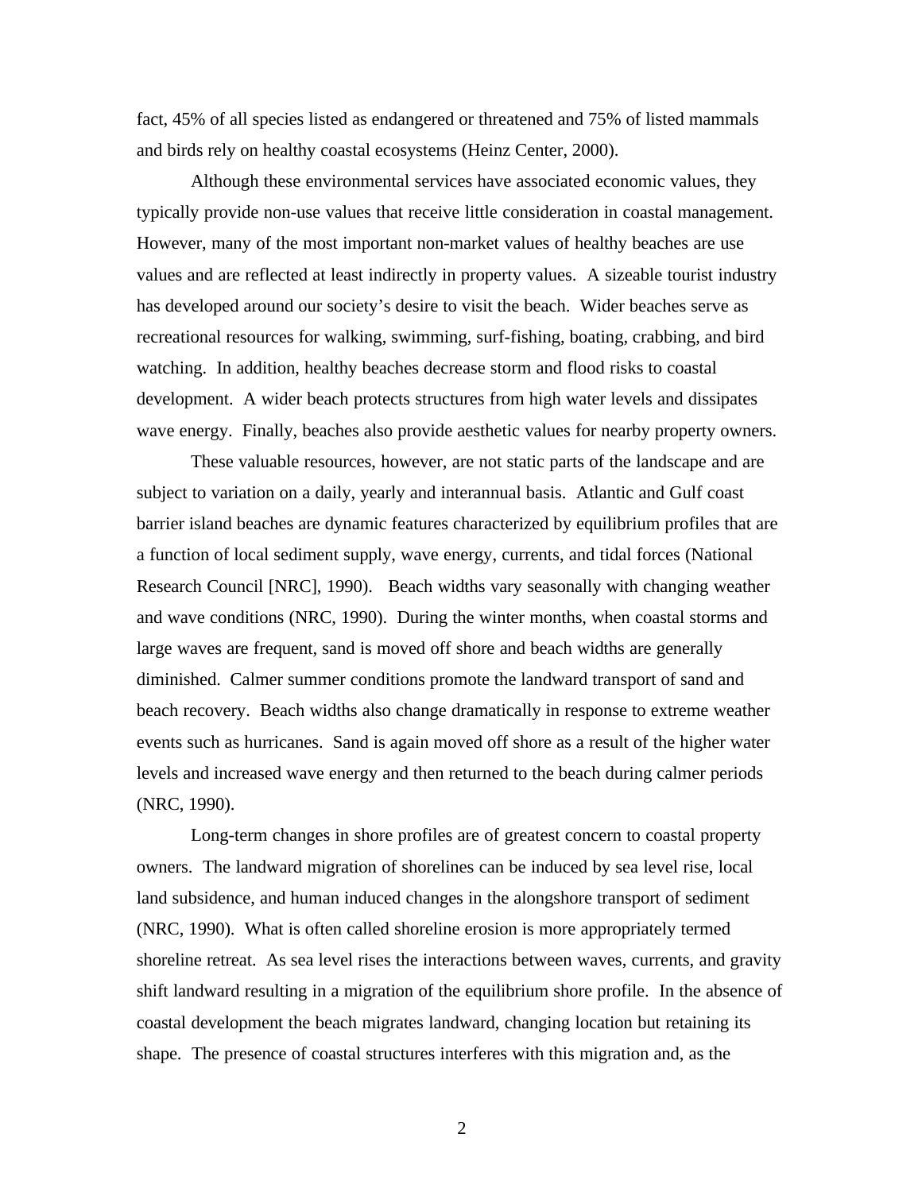fact, 45% of all species listed as endangered or threatened and 75% of listed mammals and birds rely on healthy coastal ecosystems (Heinz Center, 2000).

Although these environmental services have associated economic values, they typically provide non-use values that receive little consideration in coastal management. However, many of the most important non-market values of healthy beaches are use values and are reflected at least indirectly in property values. A sizeable tourist industry has developed around our society's desire to visit the beach. Wider beaches serve as recreational resources for walking, swimming, surf-fishing, boating, crabbing, and bird watching. In addition, healthy beaches decrease storm and flood risks to coastal development. A wider beach protects structures from high water levels and dissipates wave energy. Finally, beaches also provide aesthetic values for nearby property owners.

These valuable resources, however, are not static parts of the landscape and are subject to variation on a daily, yearly and interannual basis. Atlantic and Gulf coast barrier island beaches are dynamic features characterized by equilibrium profiles that are a function of local sediment supply, wave energy, currents, and tidal forces (National Research Council [NRC], 1990). Beach widths vary seasonally with changing weather and wave conditions (NRC, 1990). During the winter months, when coastal storms and large waves are frequent, sand is moved off shore and beach widths are generally diminished. Calmer summer conditions promote the landward transport of sand and beach recovery. Beach widths also change dramatically in response to extreme weather events such as hurricanes. Sand is again moved off shore as a result of the higher water levels and increased wave energy and then returned to the beach during calmer periods (NRC, 1990).

Long-term changes in shore profiles are of greatest concern to coastal property owners. The landward migration of shorelines can be induced by sea level rise, local land subsidence, and human induced changes in the alongshore transport of sediment (NRC, 1990). What is often called shoreline erosion is more appropriately termed shoreline retreat. As sea level rises the interactions between waves, currents, and gravity shift landward resulting in a migration of the equilibrium shore profile. In the absence of coastal development the beach migrates landward, changing location but retaining its shape. The presence of coastal structures interferes with this migration and, as the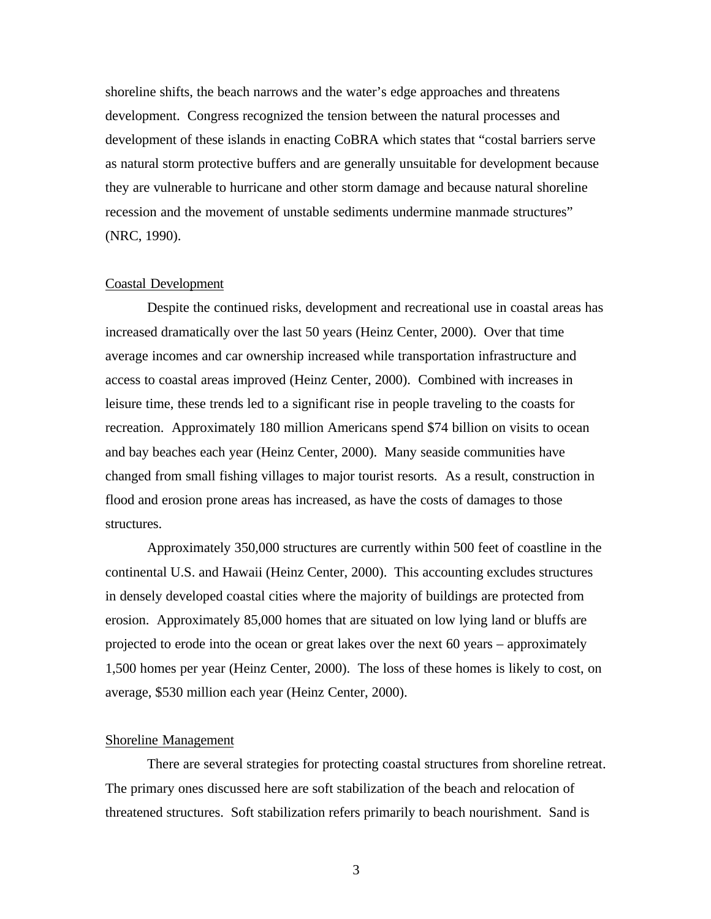shoreline shifts, the beach narrows and the water's edge approaches and threatens development. Congress recognized the tension between the natural processes and development of these islands in enacting CoBRA which states that "costal barriers serve as natural storm protective buffers and are generally unsuitable for development because they are vulnerable to hurricane and other storm damage and because natural shoreline recession and the movement of unstable sediments undermine manmade structures" (NRC, 1990).

## Coastal Development

Despite the continued risks, development and recreational use in coastal areas has increased dramatically over the last 50 years (Heinz Center, 2000). Over that time average incomes and car ownership increased while transportation infrastructure and access to coastal areas improved (Heinz Center, 2000). Combined with increases in leisure time, these trends led to a significant rise in people traveling to the coasts for recreation. Approximately 180 million Americans spend $74 billion on visits to ocean and bay beaches each year (Heinz Center, 2000). Many seaside communities have changed from small fishing villages to major tourist resorts. As a result, construction in flood and erosion prone areas has increased, as have the costs of damages to those structures.

Approximately 350,000 structures are currently within 500 feet of coastline in the continental U.S. and Hawaii (Heinz Center, 2000). This accounting excludes structures in densely developed coastal cities where the majority of buildings are protected from erosion. Approximately 85,000 homes that are situated on low lying land or bluffs are projected to erode into the ocean or great lakes over the next 60 years – approximately 1,500 homes per year (Heinz Center, 2000). The loss of these homes is likely to cost, on average, $530 million each year (Heinz Center, 2000).

## Shoreline Management

There are several strategies for protecting coastal structures from shoreline retreat. The primary ones discussed here are soft stabilization of the beach and relocation of threatened structures. Soft stabilization refers primarily to beach nourishment. Sand is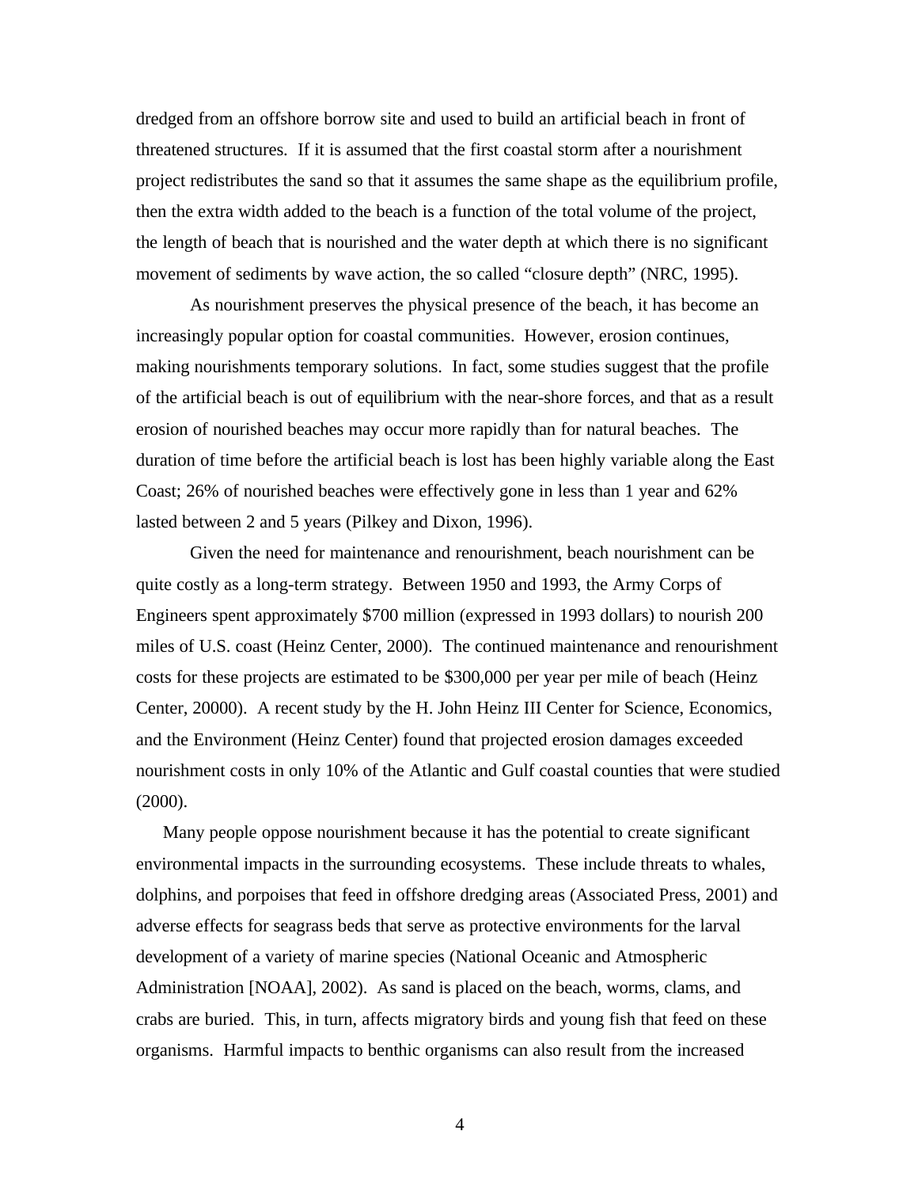dredged from an offshore borrow site and used to build an artificial beach in front of threatened structures. If it is assumed that the first coastal storm after a nourishment project redistributes the sand so that it assumes the same shape as the equilibrium profile, then the extra width added to the beach is a function of the total volume of the project, the length of beach that is nourished and the water depth at which there is no significant movement of sediments by wave action, the so called "closure depth" (NRC, 1995).

As nourishment preserves the physical presence of the beach, it has become an increasingly popular option for coastal communities. However, erosion continues, making nourishments temporary solutions. In fact, some studies suggest that the profile of the artificial beach is out of equilibrium with the near-shore forces, and that as a result erosion of nourished beaches may occur more rapidly than for natural beaches. The duration of time before the artificial beach is lost has been highly variable along the East Coast; 26% of nourished beaches were effectively gone in less than 1 year and 62% lasted between 2 and 5 years (Pilkey and Dixon, 1996).

Given the need for maintenance and renourishment, beach nourishment can be quite costly as a long-term strategy. Between 1950 and 1993, the Army Corps of Engineers spent approximately $700 million (expressed in 1993 dollars) to nourish 200 miles of U.S. coast (Heinz Center, 2000). The continued maintenance and renourishment costs for these projects are estimated to be $300,000 per year per mile of beach (Heinz Center, 20000). A recent study by the H. John Heinz III Center for Science, Economics, and the Environment (Heinz Center) found that projected erosion damages exceeded nourishment costs in only 10% of the Atlantic and Gulf coastal counties that were studied (2000).

Many people oppose nourishment because it has the potential to create significant environmental impacts in the surrounding ecosystems. These include threats to whales, dolphins, and porpoises that feed in offshore dredging areas (Associated Press, 2001) and adverse effects for seagrass beds that serve as protective environments for the larval development of a variety of marine species (National Oceanic and Atmospheric Administration [NOAA], 2002). As sand is placed on the beach, worms, clams, and crabs are buried. This, in turn, affects migratory birds and young fish that feed on these organisms. Harmful impacts to benthic organisms can also result from the increased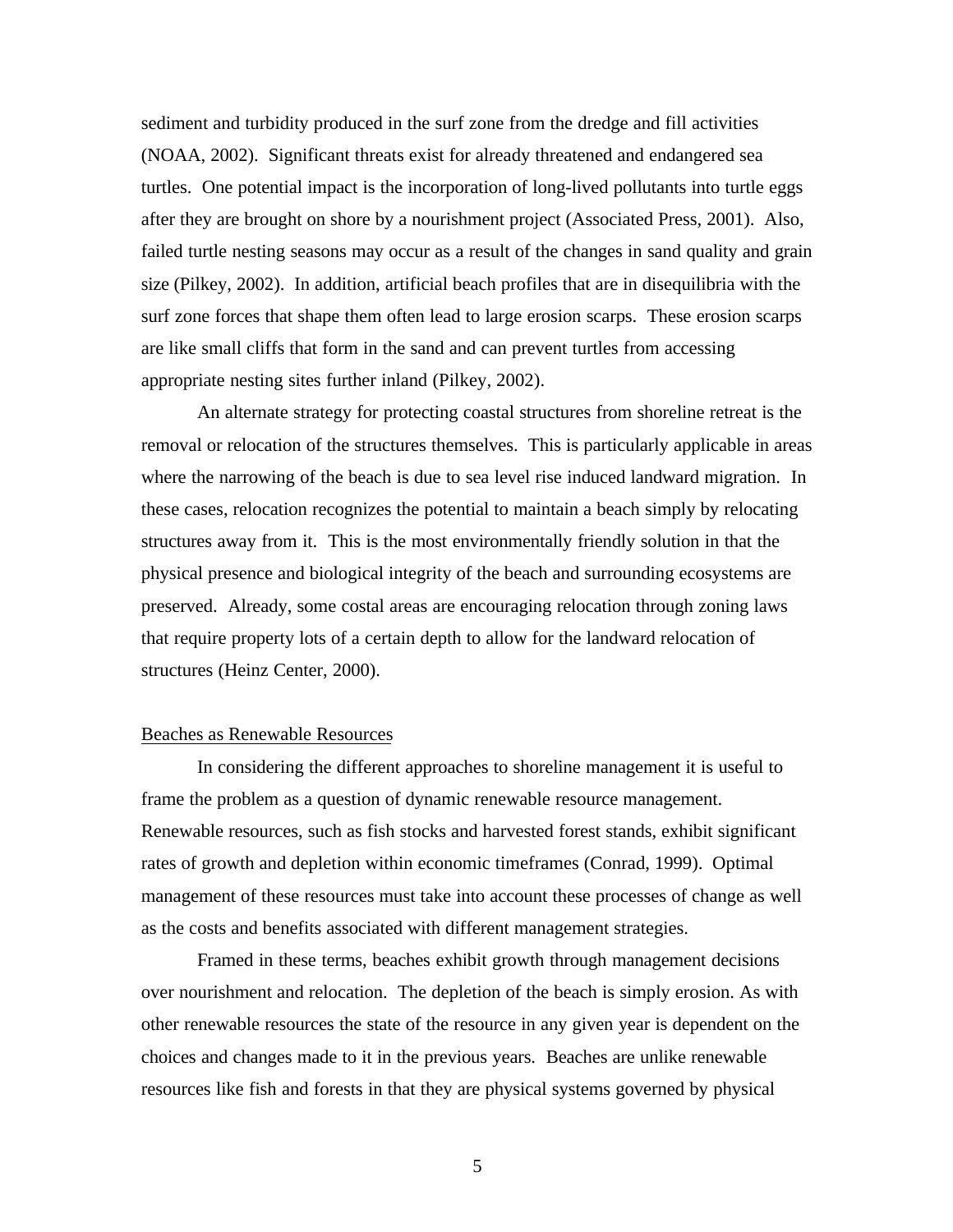sediment and turbidity produced in the surf zone from the dredge and fill activities (NOAA, 2002). Significant threats exist for already threatened and endangered sea turtles. One potential impact is the incorporation of long-lived pollutants into turtle eggs after they are brought on shore by a nourishment project (Associated Press, 2001). Also, failed turtle nesting seasons may occur as a result of the changes in sand quality and grain size (Pilkey, 2002). In addition, artificial beach profiles that are in disequilibria with the surf zone forces that shape them often lead to large erosion scarps. These erosion scarps are like small cliffs that form in the sand and can prevent turtles from accessing appropriate nesting sites further inland (Pilkey, 2002).

An alternate strategy for protecting coastal structures from shoreline retreat is the removal or relocation of the structures themselves. This is particularly applicable in areas where the narrowing of the beach is due to sea level rise induced landward migration. In these cases, relocation recognizes the potential to maintain a beach simply by relocating structures away from it. This is the most environmentally friendly solution in that the physical presence and biological integrity of the beach and surrounding ecosystems are preserved. Already, some costal areas are encouraging relocation through zoning laws that require property lots of a certain depth to allow for the landward relocation of structures (Heinz Center, 2000).

## Beaches as Renewable Resources

In considering the different approaches to shoreline management it is useful to frame the problem as a question of dynamic renewable resource management. Renewable resources, such as fish stocks and harvested forest stands, exhibit significant rates of growth and depletion within economic timeframes (Conrad, 1999). Optimal management of these resources must take into account these processes of change as well as the costs and benefits associated with different management strategies.

Framed in these terms, beaches exhibit growth through management decisions over nourishment and relocation. The depletion of the beach is simply erosion. As with other renewable resources the state of the resource in any given year is dependent on the choices and changes made to it in the previous years. Beaches are unlike renewable resources like fish and forests in that they are physical systems governed by physical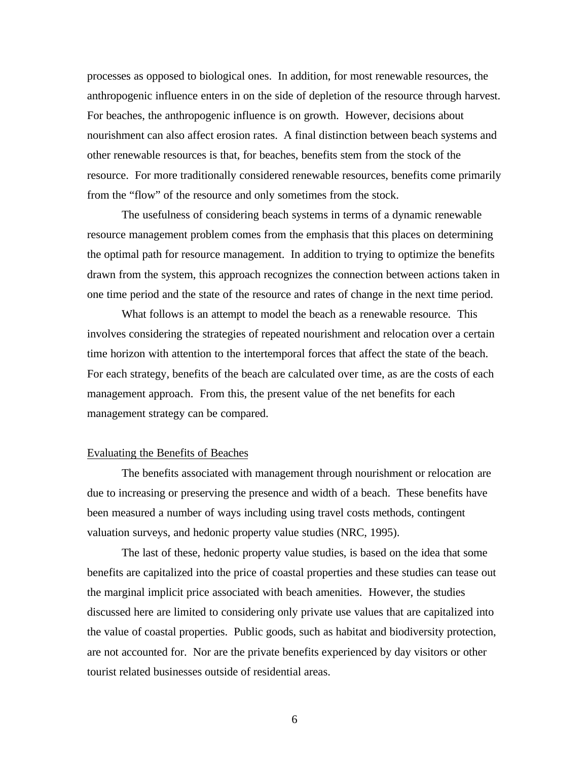processes as opposed to biological ones. In addition, for most renewable resources, the anthropogenic influence enters in on the side of depletion of the resource through harvest. For beaches, the anthropogenic influence is on growth. However, decisions about nourishment can also affect erosion rates. A final distinction between beach systems and other renewable resources is that, for beaches, benefits stem from the stock of the resource. For more traditionally considered renewable resources, benefits come primarily from the "flow" of the resource and only sometimes from the stock.

The usefulness of considering beach systems in terms of a dynamic renewable resource management problem comes from the emphasis that this places on determining the optimal path for resource management. In addition to trying to optimize the benefits drawn from the system, this approach recognizes the connection between actions taken in one time period and the state of the resource and rates of change in the next time period.

What follows is an attempt to model the beach as a renewable resource. This involves considering the strategies of repeated nourishment and relocation over a certain time horizon with attention to the intertemporal forces that affect the state of the beach. For each strategy, benefits of the beach are calculated over time, as are the costs of each management approach. From this, the present value of the net benefits for each management strategy can be compared.

## Evaluating the Benefits of Beaches

The benefits associated with management through nourishment or relocation are due to increasing or preserving the presence and width of a beach. These benefits have been measured a number of ways including using travel costs methods, contingent valuation surveys, and hedonic property value studies (NRC, 1995).

The last of these, hedonic property value studies, is based on the idea that some benefits are capitalized into the price of coastal properties and these studies can tease out the marginal implicit price associated with beach amenities. However, the studies discussed here are limited to considering only private use values that are capitalized into the value of coastal properties. Public goods, such as habitat and biodiversity protection, are not accounted for. Nor are the private benefits experienced by day visitors or other tourist related businesses outside of residential areas.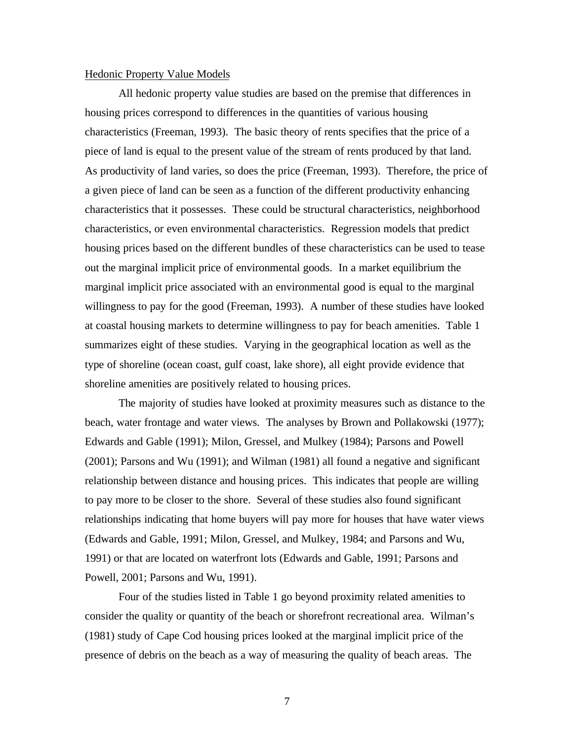### Hedonic Property Value Models

All hedonic property value studies are based on the premise that differences in housing prices correspond to differences in the quantities of various housing characteristics (Freeman, 1993). The basic theory of rents specifies that the price of a piece of land is equal to the present value of the stream of rents produced by that land. As productivity of land varies, so does the price (Freeman, 1993). Therefore, the price of a given piece of land can be seen as a function of the different productivity enhancing characteristics that it possesses. These could be structural characteristics, neighborhood characteristics, or even environmental characteristics. Regression models that predict housing prices based on the different bundles of these characteristics can be used to tease out the marginal implicit price of environmental goods. In a market equilibrium the marginal implicit price associated with an environmental good is equal to the marginal willingness to pay for the good (Freeman, 1993). A number of these studies have looked at coastal housing markets to determine willingness to pay for beach amenities. Table 1 summarizes eight of these studies. Varying in the geographical location as well as the type of shoreline (ocean coast, gulf coast, lake shore), all eight provide evidence that shoreline amenities are positively related to housing prices.

The majority of studies have looked at proximity measures such as distance to the beach, water frontage and water views. The analyses by Brown and Pollakowski (1977); Edwards and Gable (1991); Milon, Gressel, and Mulkey (1984); Parsons and Powell (2001); Parsons and Wu (1991); and Wilman (1981) all found a negative and significant relationship between distance and housing prices. This indicates that people are willing to pay more to be closer to the shore. Several of these studies also found significant relationships indicating that home buyers will pay more for houses that have water views (Edwards and Gable, 1991; Milon, Gressel, and Mulkey, 1984; and Parsons and Wu, 1991) or that are located on waterfront lots (Edwards and Gable, 1991; Parsons and Powell, 2001; Parsons and Wu, 1991).

Four of the studies listed in Table 1 go beyond proximity related amenities to consider the quality or quantity of the beach or shorefront recreational area. Wilman's (1981) study of Cape Cod housing prices looked at the marginal implicit price of the presence of debris on the beach as a way of measuring the quality of beach areas. The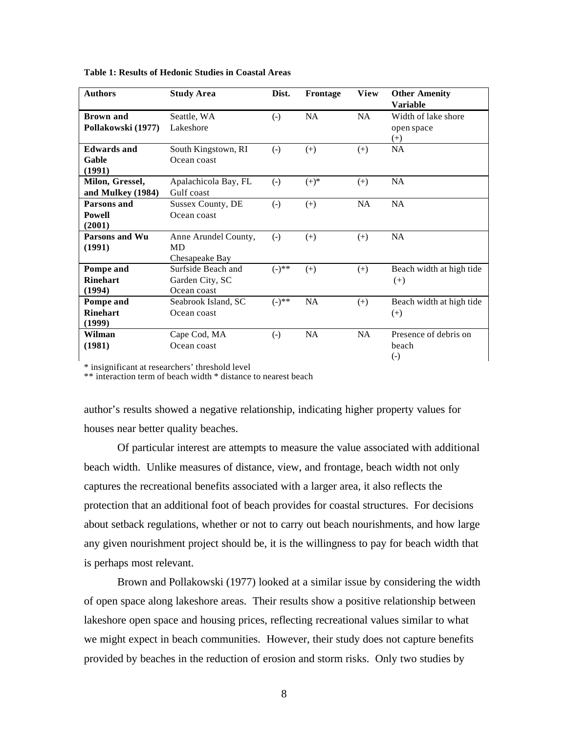**Table 1: Results of Hedonic Studies in Coastal Areas**

| Authors | Study Area | Dist. | Frontage | View | Other Amenity Variable |
|---|---|---|---|---|---|
| **Brown and Pollakowski (1977)** | Seattle, WA Lakeshore | (-) | NA | NA | Width of lake shore open space (+) |
| **Edwards and Gable (1991)** | South Kingstown, RI Ocean coast | (-) | (+) | (+) | NA |
| **Milon, Gressel, and Mulkey (1984)** | Apalachicola Bay, FL Gulf coast | (-) | (+)* | (+) | NA |
| **Parsons and Powell (2001)** | Sussex County, DE Ocean coast | (-) | (+) | NA | NA |
| **Parsons and Wu (1991)** | Anne Arundel County, MD Chesapeake Bay | (-) | (+) | (+) | NA |
| **Pompe and Rinehart (1994)** | Surfside Beach and Garden City, SC Ocean coast | (-)** | (+) | (+) | Beach width at high tide (+) |
| **Pompe and Rinehart (1999)** | Seabrook Island, SC Ocean coast | (-)** | NA | (+) | Beach width at high tide (+) |
| **Wilman (1981)** | Cape Cod, MA Ocean coast | (-) | NA | NA | Presence of debris on beach (-) |

* insignificant at researchers' threshold level
** interaction term of beach width * distance to nearest beach

author's results showed a negative relationship, indicating higher property values for houses near better quality beaches.

Of particular interest are attempts to measure the value associated with additional beach width. Unlike measures of distance, view, and frontage, beach width not only captures the recreational benefits associated with a larger area, it also reflects the protection that an additional foot of beach provides for coastal structures. For decisions about setback regulations, whether or not to carry out beach nourishments, and how large any given nourishment project should be, it is the willingness to pay for beach width that is perhaps most relevant.

Brown and Pollakowski (1977) looked at a similar issue by considering the width of open space along lakeshore areas. Their results show a positive relationship between lakeshore open space and housing prices, reflecting recreational values similar to what we might expect in beach communities. However, their study does not capture benefits provided by beaches in the reduction of erosion and storm risks. Only two studies by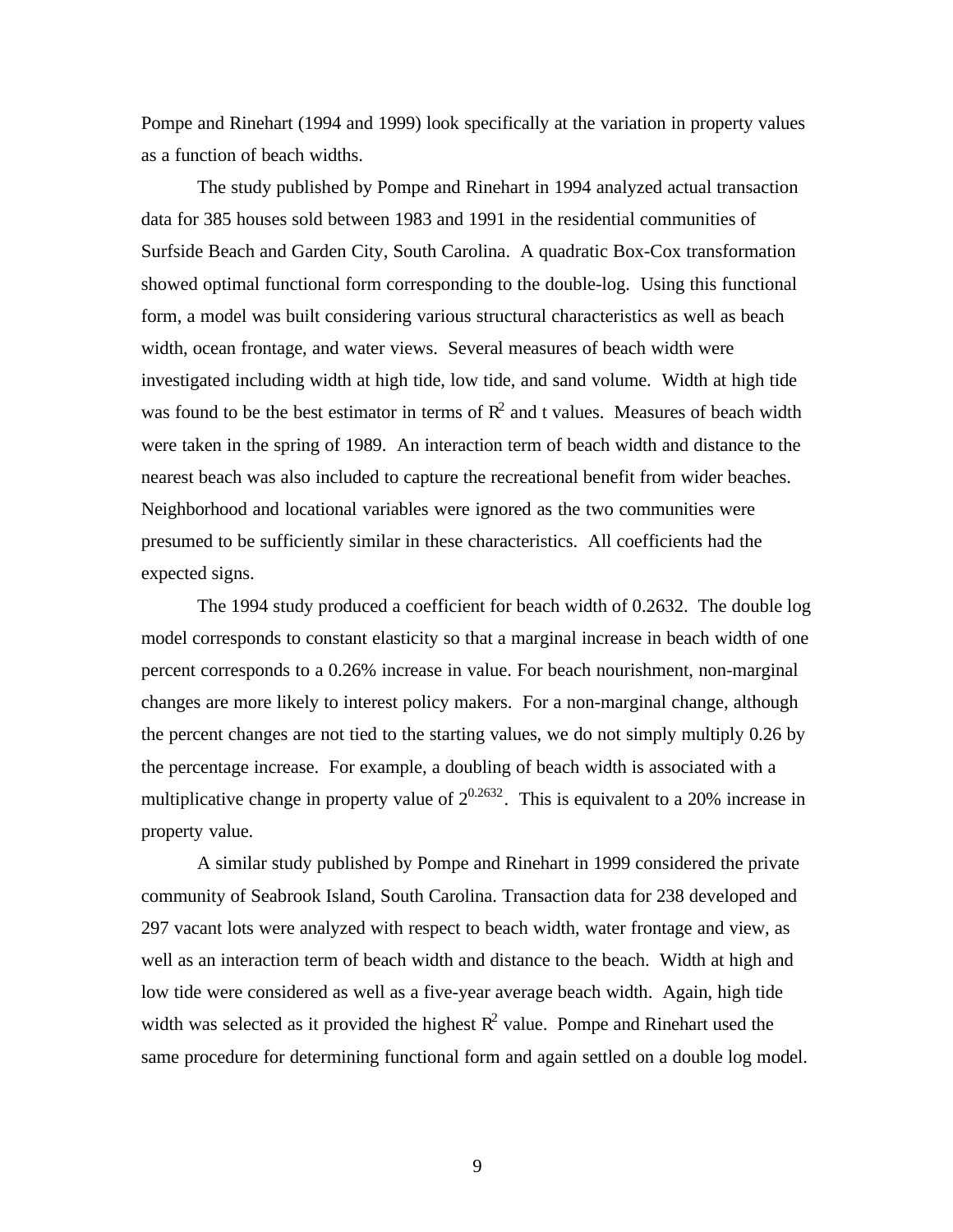Pompe and Rinehart (1994 and 1999) look specifically at the variation in property values as a function of beach widths.

The study published by Pompe and Rinehart in 1994 analyzed actual transaction data for 385 houses sold between 1983 and 1991 in the residential communities of Surfside Beach and Garden City, South Carolina. A quadratic Box-Cox transformation showed optimal functional form corresponding to the double-log. Using this functional form, a model was built considering various structural characteristics as well as beach width, ocean frontage, and water views. Several measures of beach width were investigated including width at high tide, low tide, and sand volume. Width at high tide was found to be the best estimator in terms of $R^2$ and t values. Measures of beach width were taken in the spring of 1989. An interaction term of beach width and distance to the nearest beach was also included to capture the recreational benefit from wider beaches. Neighborhood and locational variables were ignored as the two communities were presumed to be sufficiently similar in these characteristics. All coefficients had the expected signs.

The 1994 study produced a coefficient for beach width of 0.2632. The double log model corresponds to constant elasticity so that a marginal increase in beach width of one percent corresponds to a 0.26% increase in value. For beach nourishment, non-marginal changes are more likely to interest policy makers. For a non-marginal change, although the percent changes are not tied to the starting values, we do not simply multiply 0.26 by the percentage increase. For example, a doubling of beach width is associated with a multiplicative change in property value of $2^{0.2632}$. This is equivalent to a 20% increase in property value.

A similar study published by Pompe and Rinehart in 1999 considered the private community of Seabrook Island, South Carolina. Transaction data for 238 developed and 297 vacant lots were analyzed with respect to beach width, water frontage and view, as well as an interaction term of beach width and distance to the beach. Width at high and low tide were considered as well as a five-year average beach width. Again, high tide width was selected as it provided the highest $R^2$ value. Pompe and Rinehart used the same procedure for determining functional form and again settled on a double log model.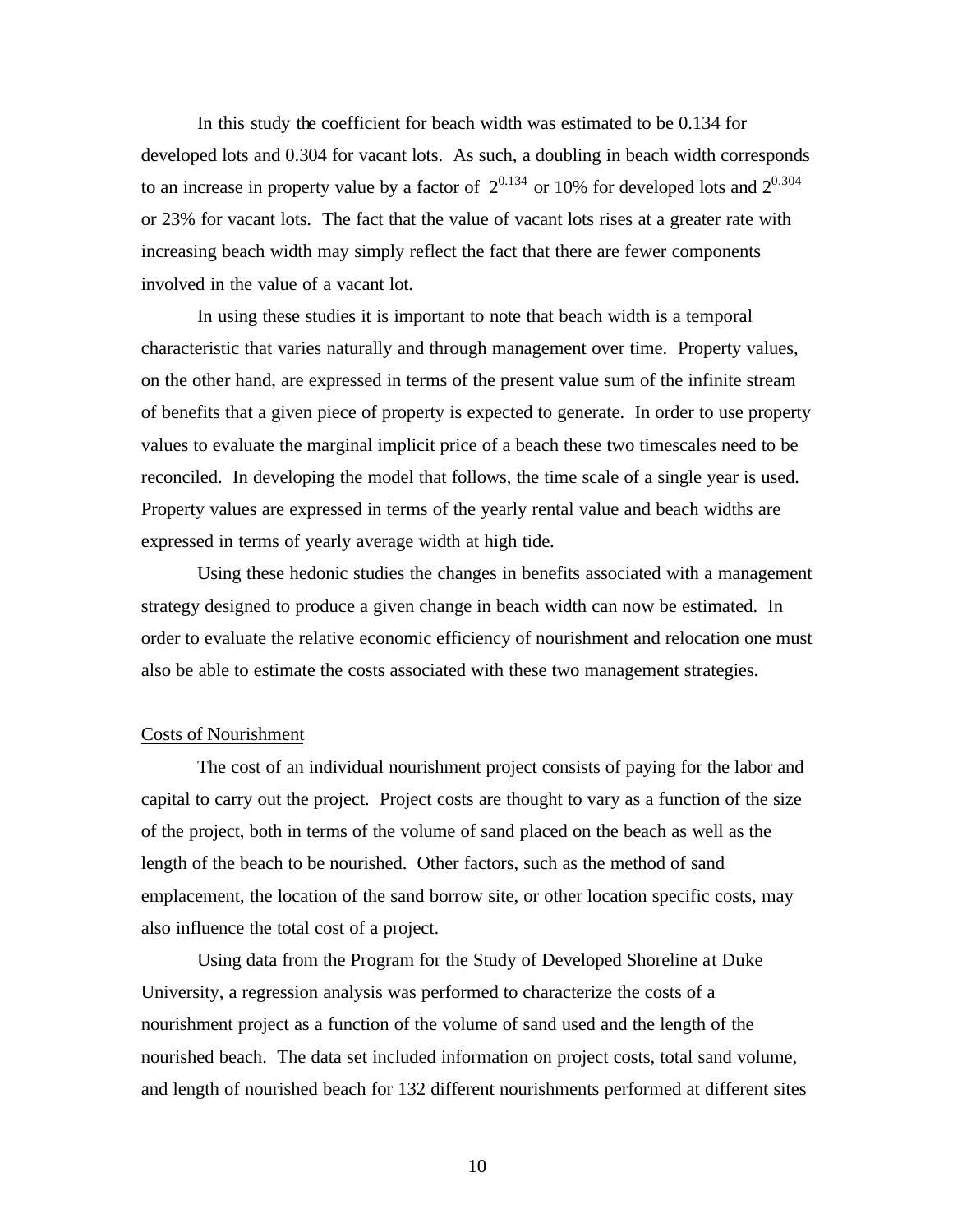In this study the coefficient for beach width was estimated to be 0.134 for developed lots and 0.304 for vacant lots. As such, a doubling in beach width corresponds to an increase in property value by a factor of $2^{0.134}$ or 10% for developed lots and $2^{0.304}$ or 23% for vacant lots. The fact that the value of vacant lots rises at a greater rate with increasing beach width may simply reflect the fact that there are fewer components involved in the value of a vacant lot.

In using these studies it is important to note that beach width is a temporal characteristic that varies naturally and through management over time. Property values, on the other hand, are expressed in terms of the present value sum of the infinite stream of benefits that a given piece of property is expected to generate. In order to use property values to evaluate the marginal implicit price of a beach these two timescales need to be reconciled. In developing the model that follows, the time scale of a single year is used. Property values are expressed in terms of the yearly rental value and beach widths are expressed in terms of yearly average width at high tide.

Using these hedonic studies the changes in benefits associated with a management strategy designed to produce a given change in beach width can now be estimated. In order to evaluate the relative economic efficiency of nourishment and relocation one must also be able to estimate the costs associated with these two management strategies.

<u>Costs of Nourishment</u>

The cost of an individual nourishment project consists of paying for the labor and capital to carry out the project. Project costs are thought to vary as a function of the size of the project, both in terms of the volume of sand placed on the beach as well as the length of the beach to be nourished. Other factors, such as the method of sand emplacement, the location of the sand borrow site, or other location specific costs, may also influence the total cost of a project.

Using data from the Program for the Study of Developed Shoreline at Duke University, a regression analysis was performed to characterize the costs of a nourishment project as a function of the volume of sand used and the length of the nourished beach. The data set included information on project costs, total sand volume, and length of nourished beach for 132 different nourishments performed at different sites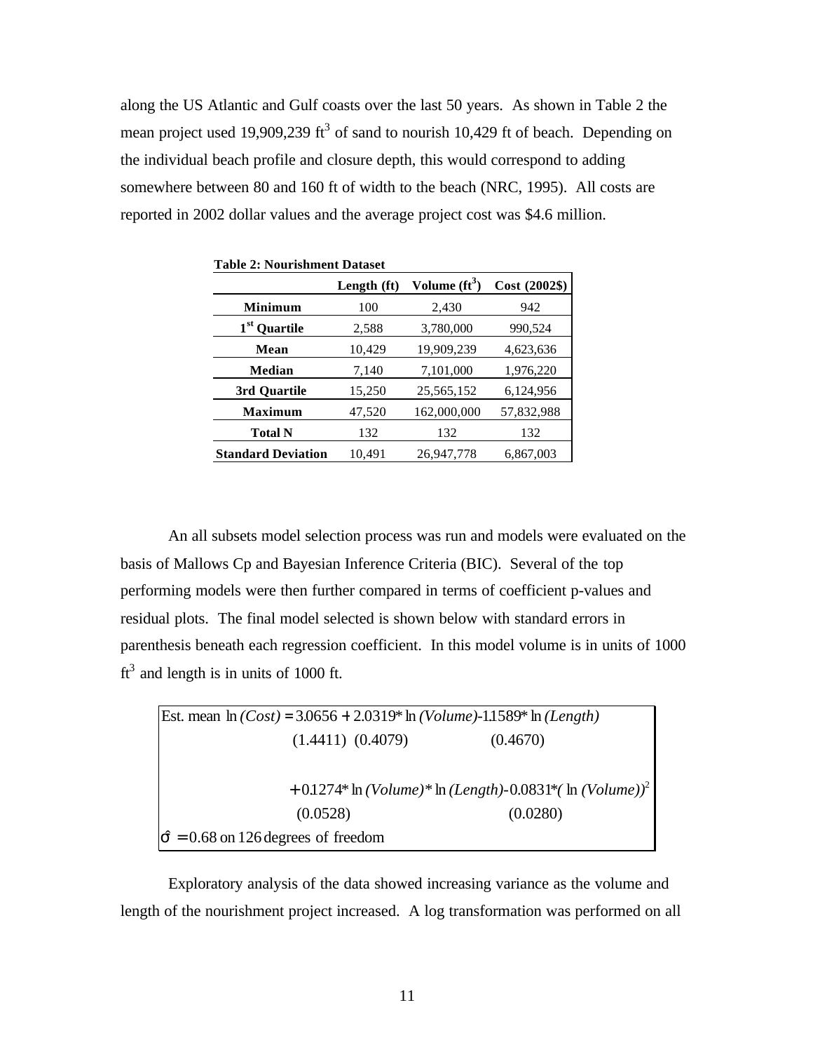along the US Atlantic and Gulf coasts over the last 50 years. As shown in Table 2 the mean project used 19,909,239 $ft^3$ of sand to nourish 10,429 ft of beach. Depending on the individual beach profile and closure depth, this would correspond to adding somewhere between 80 and 160 ft of width to the beach (NRC, 1995). All costs are reported in 2002 dollar values and the average project cost was $4.6 million.

**Table 2: Nourishment Dataset**

| | Length (ft) | Volume ($ft^3$) | Cost (2002$) |
|---|---|---|---|
| **Minimum** | 100 | 2,430 | 942 |
| **1st Quartile** | 2,588 | 3,780,000 | 990,524 |
| **Mean** | 10,429 | 19,909,239 | 4,623,636 |
| **Median** | 7,140 | 7,101,000 | 1,976,220 |
| **3rd Quartile** | 15,250 | 25,565,152 | 6,124,956 |
| **Maximum** | 47,520 | 162,000,000 | 57,832,988 |
| **Total N** | 132 | 132 | 132 |
| **Standard Deviation** | 10,491 | 26,947,778 | 6,867,003 |

An all subsets model selection process was run and models were evaluated on the basis of Mallows Cp and Bayesian Inference Criteria (BIC). Several of the top performing models were then further compared in terms of coefficient p-values and residual plots. The final model selected is shown below with standard errors in parenthesis beneath each regression coefficient. In this model volume is in units of 1000 $ft^3$ and length is in units of 1000 ft.

$$\text{Est. mean } \ln(Cost) = \underset{(1.4411)}{3.0656} + \underset{(0.4079)}{2.0319} * \ln(Volume) - \underset{(0.4670)}{1.1589} * \ln(Length)$$

$$+ \underset{(0.0528)}{0.1274} * \ln(Volume) * \ln(Length) - \underset{(0.0280)}{0.0831} * (\ln(Volume))^2$$

$$\hat{\sigma} = 0.68 \text{ on } 126 \text{ degrees of freedom}$$

Exploratory analysis of the data showed increasing variance as the volume and length of the nourishment project increased. A log transformation was performed on all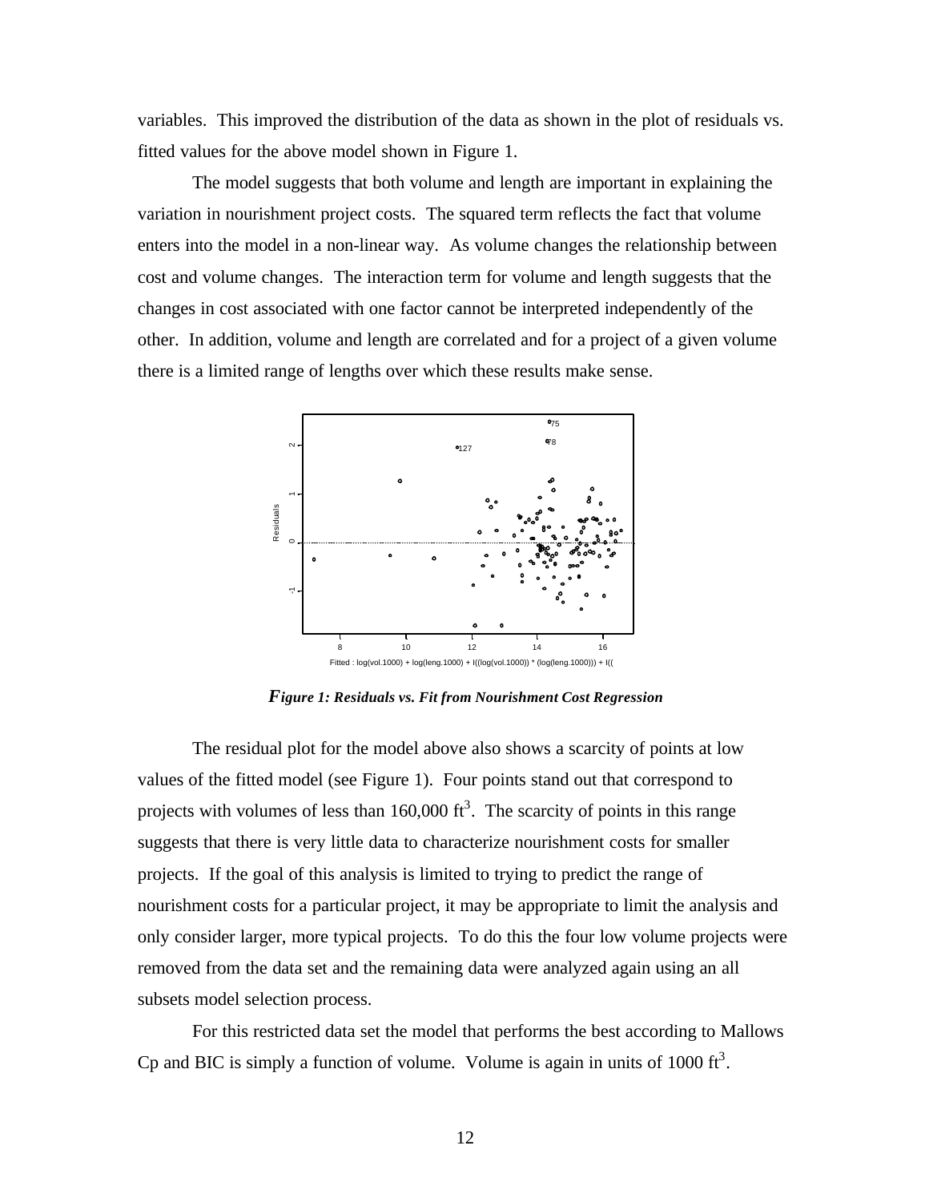variables. This improved the distribution of the data as shown in the plot of residuals vs. fitted values for the above model shown in Figure 1.

The model suggests that both volume and length are important in explaining the variation in nourishment project costs. The squared term reflects the fact that volume enters into the model in a non-linear way. As volume changes the relationship between cost and volume changes. The interaction term for volume and length suggests that the changes in cost associated with one factor cannot be interpreted independently of the other. In addition, volume and length are correlated and for a project of a given volume there is a limited range of lengths over which these results make sense.

***Figure 1: Residuals vs. Fit from Nourishment Cost Regression***

The residual plot for the model above also shows a scarcity of points at low values of the fitted model (see Figure 1). Four points stand out that correspond to projects with volumes of less than 160,000 $ft^3$. The scarcity of points in this range suggests that there is very little data to characterize nourishment costs for smaller projects. If the goal of this analysis is limited to trying to predict the range of nourishment costs for a particular project, it may be appropriate to limit the analysis and only consider larger, more typical projects. To do this the four low volume projects were removed from the data set and the remaining data were analyzed again using an all subsets model selection process.

For this restricted data set the model that performs the best according to Mallows Cp and BIC is simply a function of volume. Volume is again in units of 1000 $ft^3$.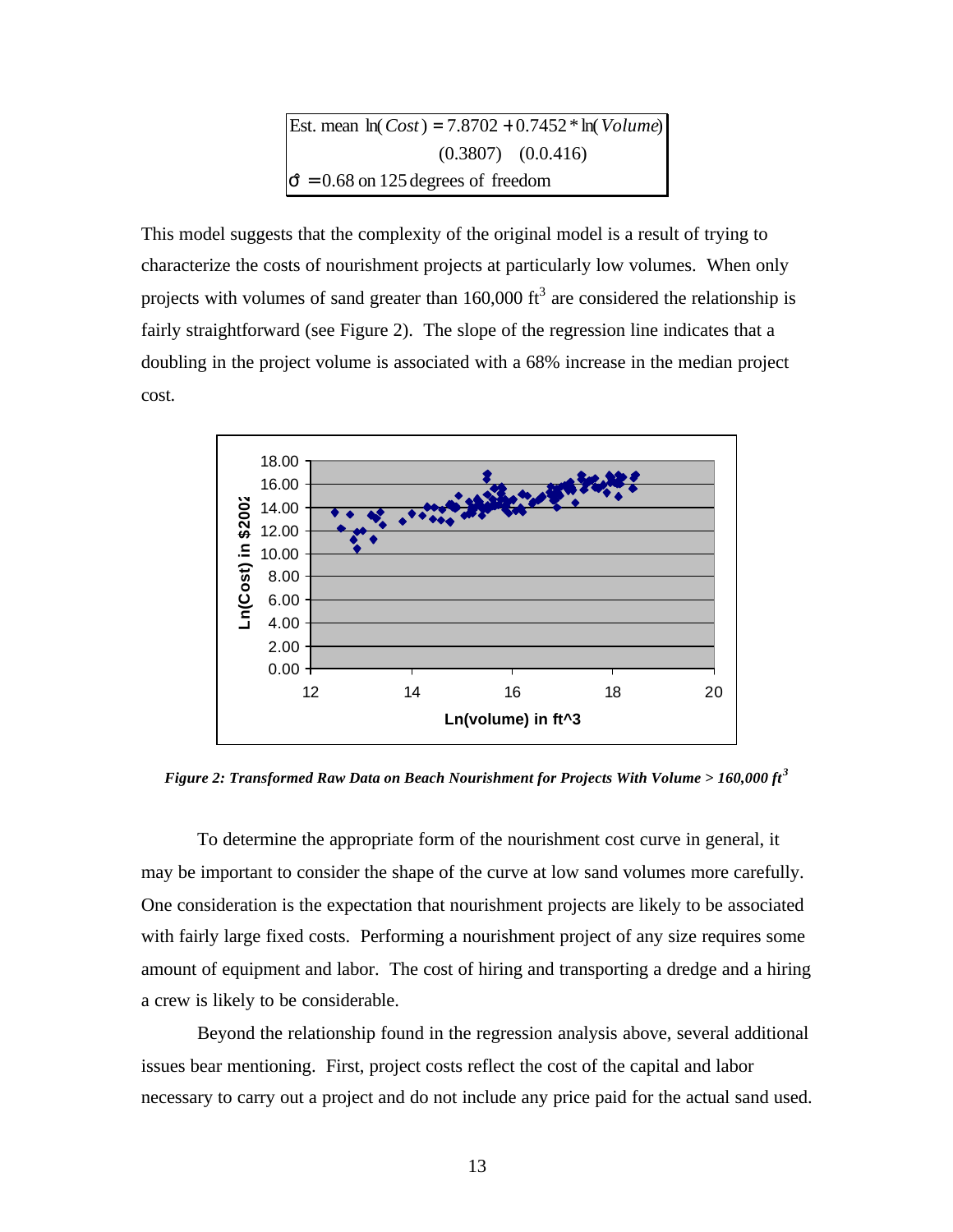$$\text{Est. mean } \ln(Cost) = 7.8702 + 0.7452 * \ln(Volume)$$
$$(0.3807) \quad (0.0.416)$$
$$\hat{\sigma} = 0.68 \text{ on } 125 \text{ degrees of freedom}$$

This model suggests that the complexity of the original model is a result of trying to characterize the costs of nourishment projects at particularly low volumes. When only projects with volumes of sand greater than 160,000 ft$^3$ are considered the relationship is fairly straightforward (see Figure 2). The slope of the regression line indicates that a doubling in the project volume is associated with a 68% increase in the median project cost.

*Figure 2: Transformed Raw Data on Beach Nourishment for Projects With Volume > 160,000 ft$^3$*

To determine the appropriate form of the nourishment cost curve in general, it may be important to consider the shape of the curve at low sand volumes more carefully. One consideration is the expectation that nourishment projects are likely to be associated with fairly large fixed costs. Performing a nourishment project of any size requires some amount of equipment and labor. The cost of hiring and transporting a dredge and a hiring a crew is likely to be considerable.

Beyond the relationship found in the regression analysis above, several additional issues bear mentioning. First, project costs reflect the cost of the capital and labor necessary to carry out a project and do not include any price paid for the actual sand used.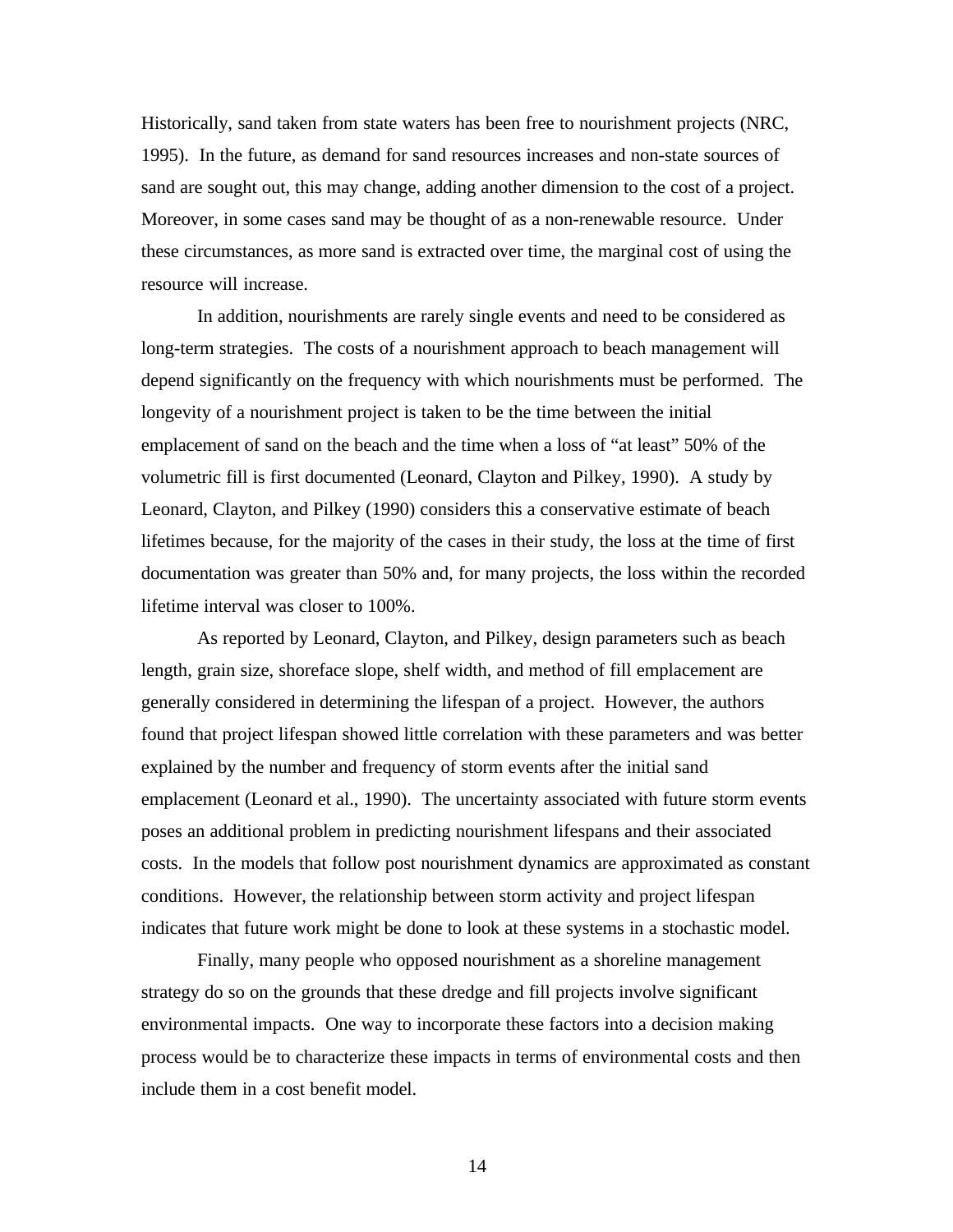Historically, sand taken from state waters has been free to nourishment projects (NRC, 1995). In the future, as demand for sand resources increases and non-state sources of sand are sought out, this may change, adding another dimension to the cost of a project. Moreover, in some cases sand may be thought of as a non-renewable resource. Under these circumstances, as more sand is extracted over time, the marginal cost of using the resource will increase.

In addition, nourishments are rarely single events and need to be considered as long-term strategies. The costs of a nourishment approach to beach management will depend significantly on the frequency with which nourishments must be performed. The longevity of a nourishment project is taken to be the time between the initial emplacement of sand on the beach and the time when a loss of "at least" 50% of the volumetric fill is first documented (Leonard, Clayton and Pilkey, 1990). A study by Leonard, Clayton, and Pilkey (1990) considers this a conservative estimate of beach lifetimes because, for the majority of the cases in their study, the loss at the time of first documentation was greater than 50% and, for many projects, the loss within the recorded lifetime interval was closer to 100%.

As reported by Leonard, Clayton, and Pilkey, design parameters such as beach length, grain size, shoreface slope, shelf width, and method of fill emplacement are generally considered in determining the lifespan of a project. However, the authors found that project lifespan showed little correlation with these parameters and was better explained by the number and frequency of storm events after the initial sand emplacement (Leonard et al., 1990). The uncertainty associated with future storm events poses an additional problem in predicting nourishment lifespans and their associated costs. In the models that follow post nourishment dynamics are approximated as constant conditions. However, the relationship between storm activity and project lifespan indicates that future work might be done to look at these systems in a stochastic model.

Finally, many people who opposed nourishment as a shoreline management strategy do so on the grounds that these dredge and fill projects involve significant environmental impacts. One way to incorporate these factors into a decision making process would be to characterize these impacts in terms of environmental costs and then include them in a cost benefit model.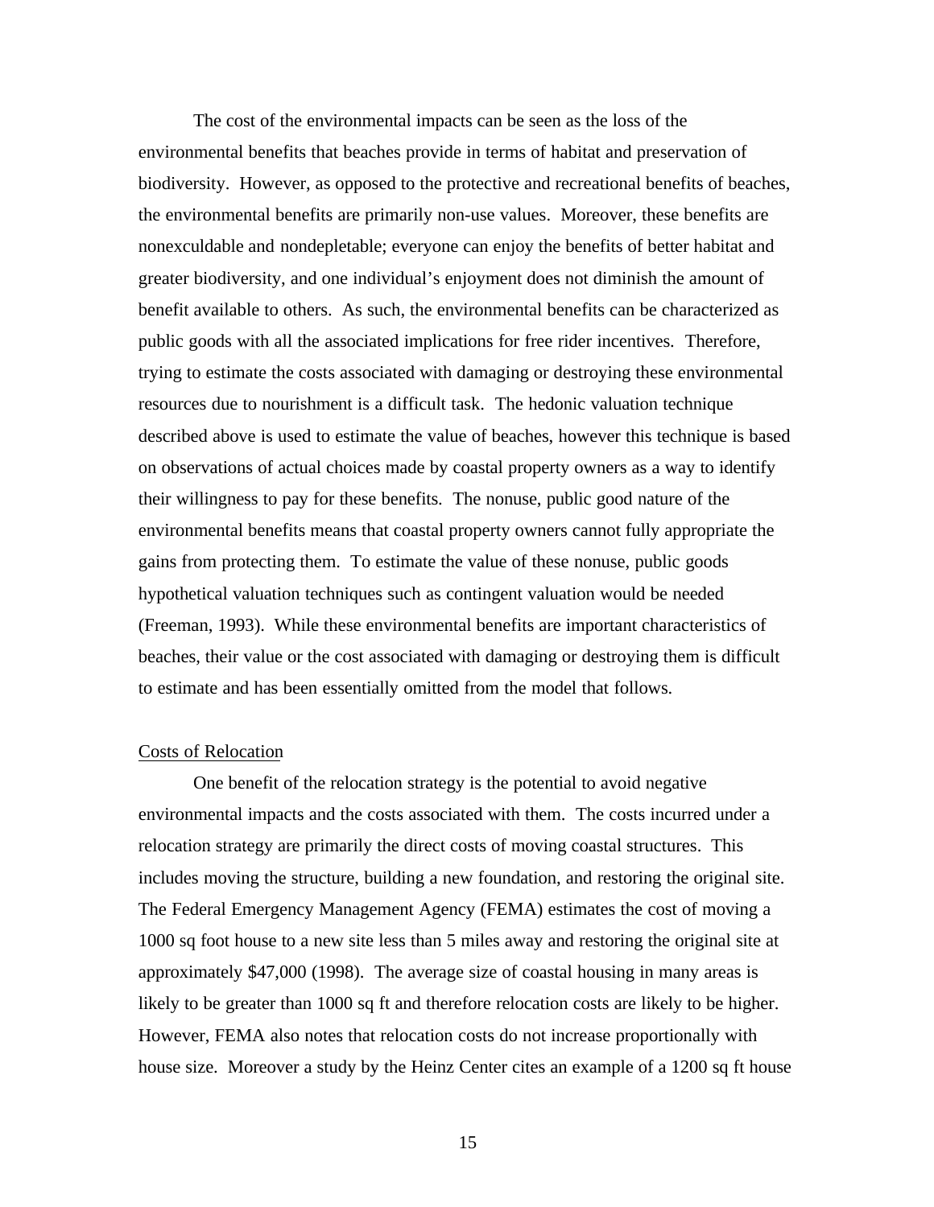The cost of the environmental impacts can be seen as the loss of the environmental benefits that beaches provide in terms of habitat and preservation of biodiversity. However, as opposed to the protective and recreational benefits of beaches, the environmental benefits are primarily non-use values. Moreover, these benefits are nonexculdable and nondepletable; everyone can enjoy the benefits of better habitat and greater biodiversity, and one individual's enjoyment does not diminish the amount of benefit available to others. As such, the environmental benefits can be characterized as public goods with all the associated implications for free rider incentives. Therefore, trying to estimate the costs associated with damaging or destroying these environmental resources due to nourishment is a difficult task. The hedonic valuation technique described above is used to estimate the value of beaches, however this technique is based on observations of actual choices made by coastal property owners as a way to identify their willingness to pay for these benefits. The nonuse, public good nature of the environmental benefits means that coastal property owners cannot fully appropriate the gains from protecting them. To estimate the value of these nonuse, public goods hypothetical valuation techniques such as contingent valuation would be needed (Freeman, 1993). While these environmental benefits are important characteristics of beaches, their value or the cost associated with damaging or destroying them is difficult to estimate and has been essentially omitted from the model that follows.

Costs of Relocation

One benefit of the relocation strategy is the potential to avoid negative environmental impacts and the costs associated with them. The costs incurred under a relocation strategy are primarily the direct costs of moving coastal structures. This includes moving the structure, building a new foundation, and restoring the original site. The Federal Emergency Management Agency (FEMA) estimates the cost of moving a 1000 sq foot house to a new site less than 5 miles away and restoring the original site at approximately $47,000 (1998). The average size of coastal housing in many areas is likely to be greater than 1000 sq ft and therefore relocation costs are likely to be higher. However, FEMA also notes that relocation costs do not increase proportionally with house size. Moreover a study by the Heinz Center cites an example of a 1200 sq ft house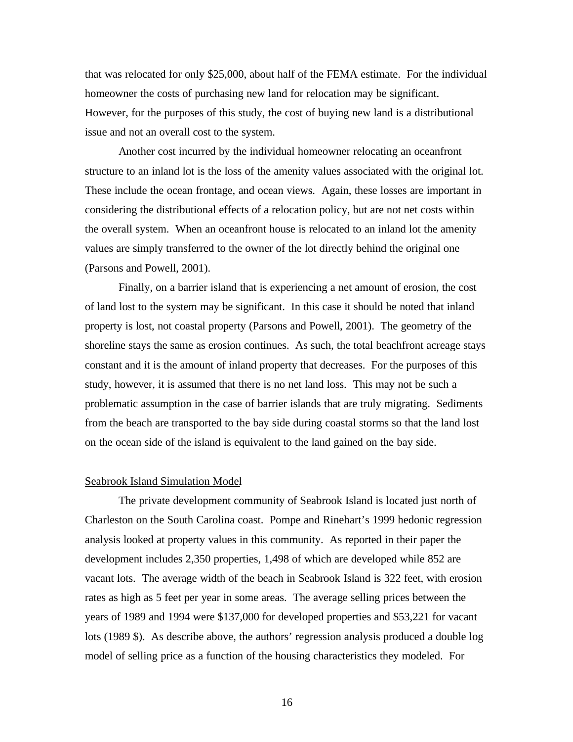that was relocated for only $25,000, about half of the FEMA estimate. For the individual homeowner the costs of purchasing new land for relocation may be significant. However, for the purposes of this study, the cost of buying new land is a distributional issue and not an overall cost to the system.

Another cost incurred by the individual homeowner relocating an oceanfront structure to an inland lot is the loss of the amenity values associated with the original lot. These include the ocean frontage, and ocean views. Again, these losses are important in considering the distributional effects of a relocation policy, but are not net costs within the overall system. When an oceanfront house is relocated to an inland lot the amenity values are simply transferred to the owner of the lot directly behind the original one (Parsons and Powell, 2001).

Finally, on a barrier island that is experiencing a net amount of erosion, the cost of land lost to the system may be significant. In this case it should be noted that inland property is lost, not coastal property (Parsons and Powell, 2001). The geometry of the shoreline stays the same as erosion continues. As such, the total beachfront acreage stays constant and it is the amount of inland property that decreases. For the purposes of this study, however, it is assumed that there is no net land loss. This may not be such a problematic assumption in the case of barrier islands that are truly migrating. Sediments from the beach are transported to the bay side during coastal storms so that the land lost on the ocean side of the island is equivalent to the land gained on the bay side.

<u>Seabrook Island Simulation Model</u>

The private development community of Seabrook Island is located just north of Charleston on the South Carolina coast. Pompe and Rinehart's 1999 hedonic regression analysis looked at property values in this community. As reported in their paper the development includes 2,350 properties, 1,498 of which are developed while 852 are vacant lots. The average width of the beach in Seabrook Island is 322 feet, with erosion rates as high as 5 feet per year in some areas. The average selling prices between the years of 1989 and 1994 were $137,000 for developed properties and $53,221 for vacant lots (1989 $). As describe above, the authors' regression analysis produced a double log model of selling price as a function of the housing characteristics they modeled. For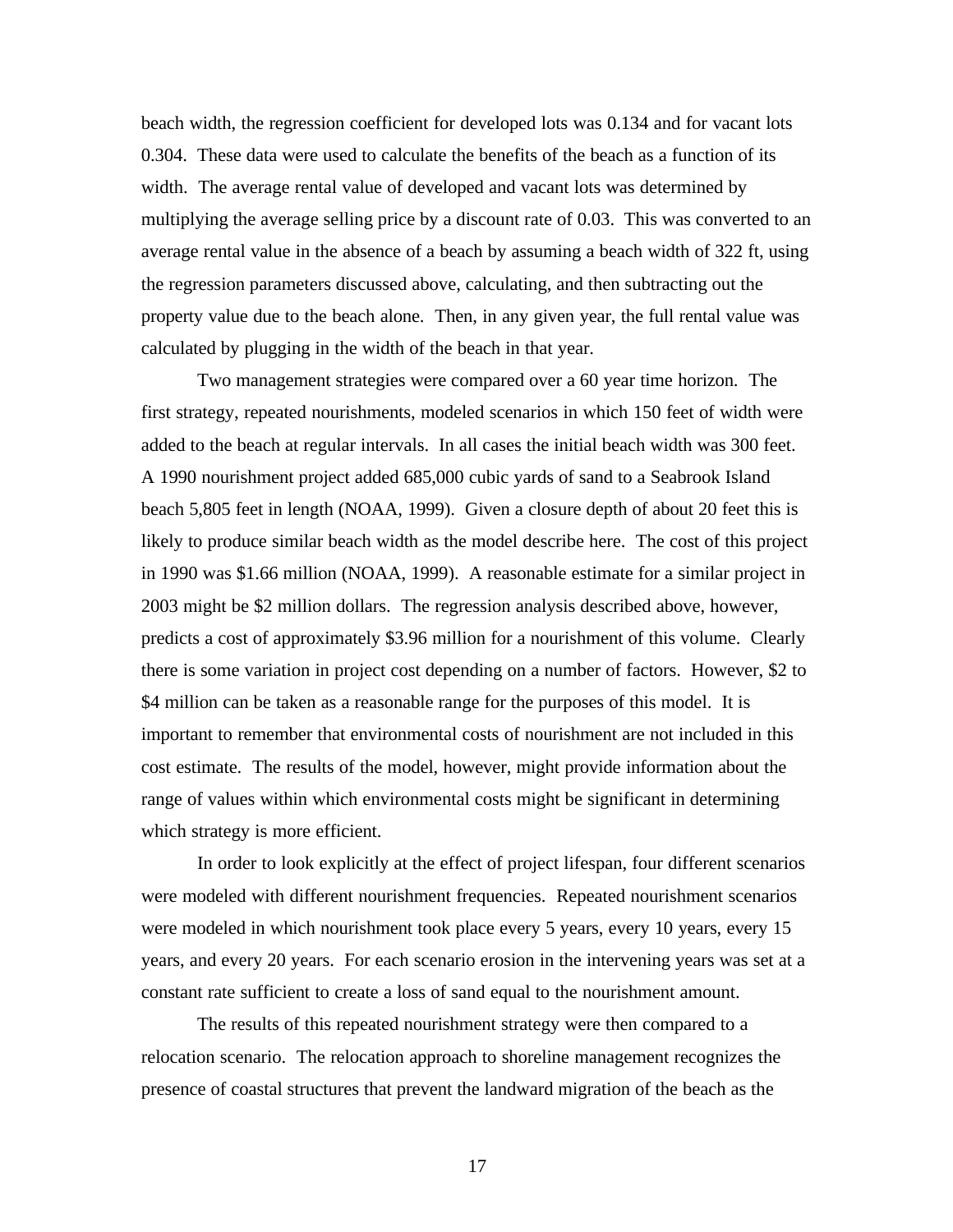beach width, the regression coefficient for developed lots was 0.134 and for vacant lots 0.304. These data were used to calculate the benefits of the beach as a function of its width. The average rental value of developed and vacant lots was determined by multiplying the average selling price by a discount rate of 0.03. This was converted to an average rental value in the absence of a beach by assuming a beach width of 322 ft, using the regression parameters discussed above, calculating, and then subtracting out the property value due to the beach alone. Then, in any given year, the full rental value was calculated by plugging in the width of the beach in that year.

Two management strategies were compared over a 60 year time horizon. The first strategy, repeated nourishments, modeled scenarios in which 150 feet of width were added to the beach at regular intervals. In all cases the initial beach width was 300 feet. A 1990 nourishment project added 685,000 cubic yards of sand to a Seabrook Island beach 5,805 feet in length (NOAA, 1999). Given a closure depth of about 20 feet this is likely to produce similar beach width as the model describe here. The cost of this project in 1990 was $1.66 million (NOAA, 1999). A reasonable estimate for a similar project in 2003 might be $2 million dollars. The regression analysis described above, however, predicts a cost of approximately $3.96 million for a nourishment of this volume. Clearly there is some variation in project cost depending on a number of factors. However, $2 to $4 million can be taken as a reasonable range for the purposes of this model. It is important to remember that environmental costs of nourishment are not included in this cost estimate. The results of the model, however, might provide information about the range of values within which environmental costs might be significant in determining which strategy is more efficient.

In order to look explicitly at the effect of project lifespan, four different scenarios were modeled with different nourishment frequencies. Repeated nourishment scenarios were modeled in which nourishment took place every 5 years, every 10 years, every 15 years, and every 20 years. For each scenario erosion in the intervening years was set at a constant rate sufficient to create a loss of sand equal to the nourishment amount.

The results of this repeated nourishment strategy were then compared to a relocation scenario. The relocation approach to shoreline management recognizes the presence of coastal structures that prevent the landward migration of the beach as the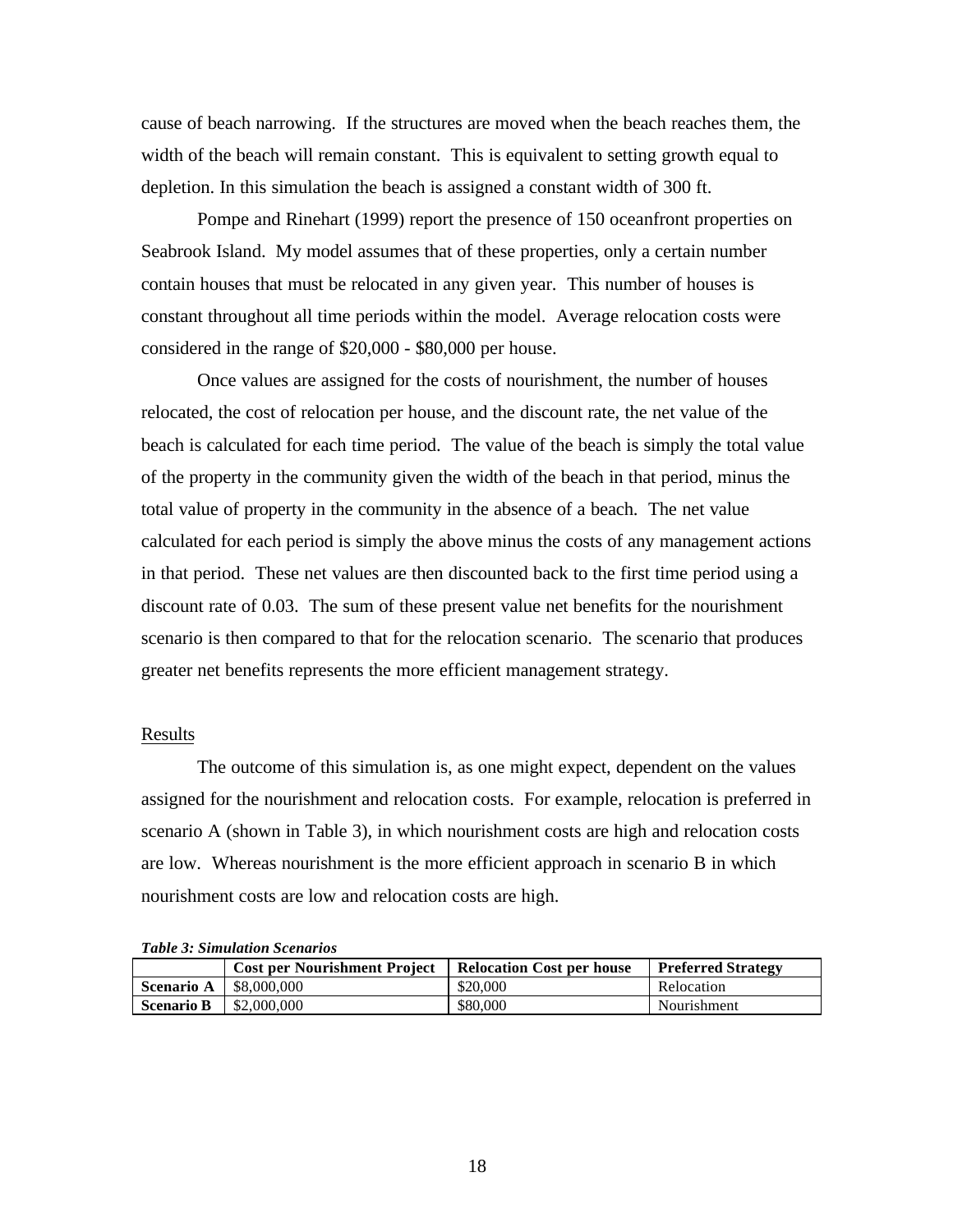cause of beach narrowing. If the structures are moved when the beach reaches them, the width of the beach will remain constant. This is equivalent to setting growth equal to depletion. In this simulation the beach is assigned a constant width of 300 ft.

Pompe and Rinehart (1999) report the presence of 150 oceanfront properties on Seabrook Island. My model assumes that of these properties, only a certain number contain houses that must be relocated in any given year. This number of houses is constant throughout all time periods within the model. Average relocation costs were considered in the range of $20,000 - $80,000 per house.

Once values are assigned for the costs of nourishment, the number of houses relocated, the cost of relocation per house, and the discount rate, the net value of the beach is calculated for each time period. The value of the beach is simply the total value of the property in the community given the width of the beach in that period, minus the total value of property in the community in the absence of a beach. The net value calculated for each period is simply the above minus the costs of any management actions in that period. These net values are then discounted back to the first time period using a discount rate of 0.03. The sum of these present value net benefits for the nourishment scenario is then compared to that for the relocation scenario. The scenario that produces greater net benefits represents the more efficient management strategy.

## Results

The outcome of this simulation is, as one might expect, dependent on the values assigned for the nourishment and relocation costs. For example, relocation is preferred in scenario A (shown in Table 3), in which nourishment costs are high and relocation costs are low. Whereas nourishment is the more efficient approach in scenario B in which nourishment costs are low and relocation costs are high.

***Table 3: Simulation Scenarios***

| | **Cost per Nourishment Project** | **Relocation Cost per house** | **Preferred Strategy** |
|---|---|---|---|
| **Scenario A** | $8,000,000 | $20,000 | Relocation |
| **Scenario B** | $2,000,000 | $80,000 | Nourishment |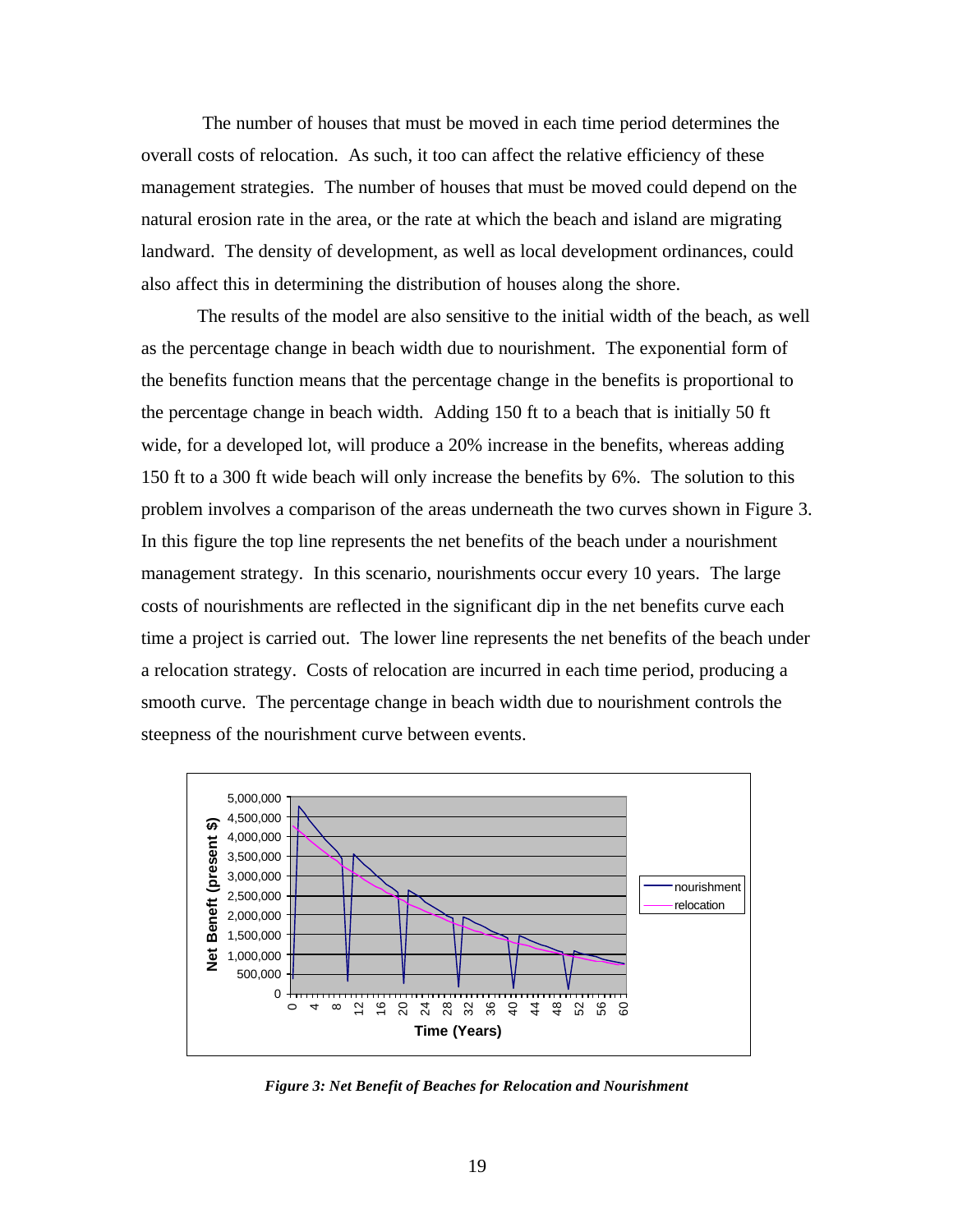The number of houses that must be moved in each time period determines the overall costs of relocation. As such, it too can affect the relative efficiency of these management strategies. The number of houses that must be moved could depend on the natural erosion rate in the area, or the rate at which the beach and island are migrating landward. The density of development, as well as local development ordinances, could also affect this in determining the distribution of houses along the shore.

The results of the model are also sensitive to the initial width of the beach, as well as the percentage change in beach width due to nourishment. The exponential form of the benefits function means that the percentage change in the benefits is proportional to the percentage change in beach width. Adding 150 ft to a beach that is initially 50 ft wide, for a developed lot, will produce a 20% increase in the benefits, whereas adding 150 ft to a 300 ft wide beach will only increase the benefits by 6%. The solution to this problem involves a comparison of the areas underneath the two curves shown in Figure 3. In this figure the top line represents the net benefits of the beach under a nourishment management strategy. In this scenario, nourishments occur every 10 years. The large costs of nourishments are reflected in the significant dip in the net benefits curve each time a project is carried out. The lower line represents the net benefits of the beach under a relocation strategy. Costs of relocation are incurred in each time period, producing a smooth curve. The percentage change in beach width due to nourishment controls the steepness of the nourishment curve between events.

***Figure 3: Net Benefit of Beaches for Relocation and Nourishment***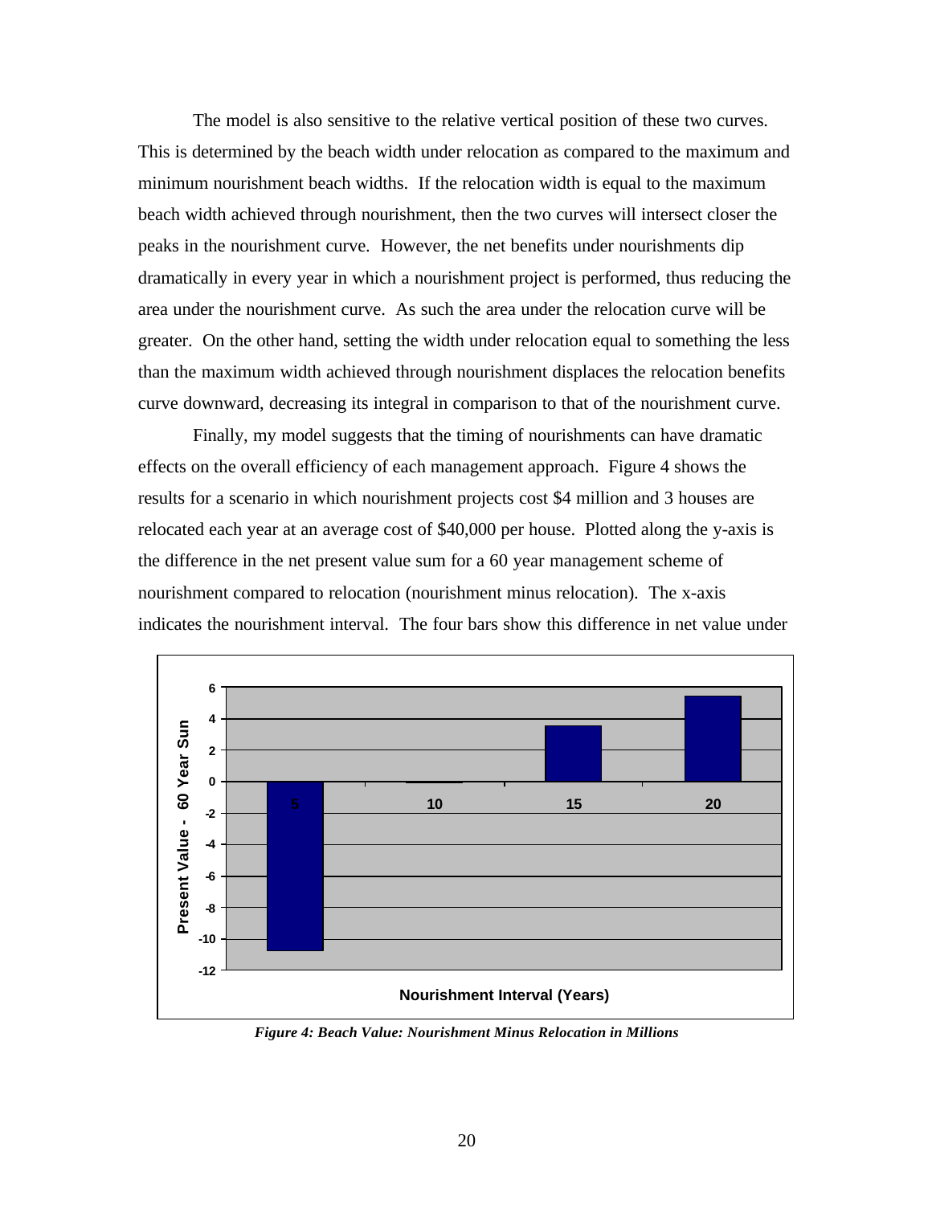The model is also sensitive to the relative vertical position of these two curves. This is determined by the beach width under relocation as compared to the maximum and minimum nourishment beach widths. If the relocation width is equal to the maximum beach width achieved through nourishment, then the two curves will intersect closer the peaks in the nourishment curve. However, the net benefits under nourishments dip dramatically in every year in which a nourishment project is performed, thus reducing the area under the nourishment curve. As such the area under the relocation curve will be greater. On the other hand, setting the width under relocation equal to something the less than the maximum width achieved through nourishment displaces the relocation benefits curve downward, decreasing its integral in comparison to that of the nourishment curve.

Finally, my model suggests that the timing of nourishments can have dramatic effects on the overall efficiency of each management approach. Figure 4 shows the results for a scenario in which nourishment projects cost $4 million and 3 houses are relocated each year at an average cost of $40,000 per house. Plotted along the y-axis is the difference in the net present value sum for a 60 year management scheme of nourishment compared to relocation (nourishment minus relocation). The x-axis indicates the nourishment interval. The four bars show this difference in net value under

*Figure 4: Beach Value: Nourishment Minus Relocation in Millions*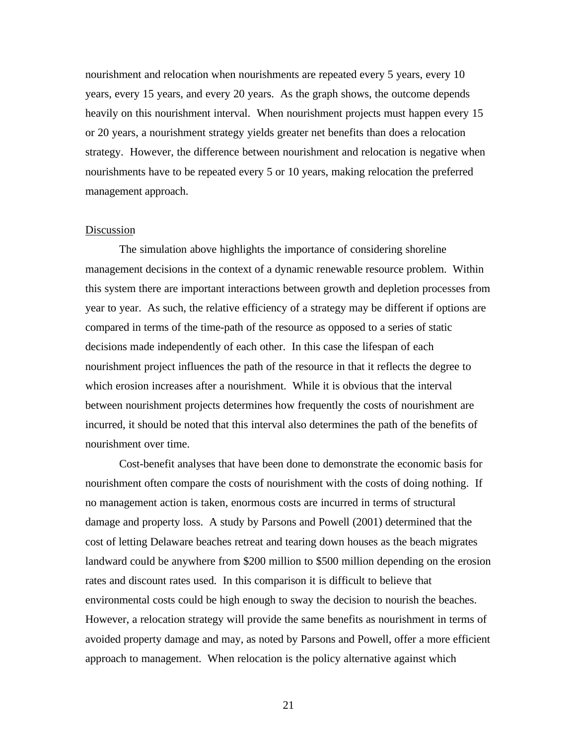nourishment and relocation when nourishments are repeated every 5 years, every 10 years, every 15 years, and every 20 years. As the graph shows, the outcome depends heavily on this nourishment interval. When nourishment projects must happen every 15 or 20 years, a nourishment strategy yields greater net benefits than does a relocation strategy. However, the difference between nourishment and relocation is negative when nourishments have to be repeated every 5 or 10 years, making relocation the preferred management approach.

### Discussion

The simulation above highlights the importance of considering shoreline management decisions in the context of a dynamic renewable resource problem. Within this system there are important interactions between growth and depletion processes from year to year. As such, the relative efficiency of a strategy may be different if options are compared in terms of the time-path of the resource as opposed to a series of static decisions made independently of each other. In this case the lifespan of each nourishment project influences the path of the resource in that it reflects the degree to which erosion increases after a nourishment. While it is obvious that the interval between nourishment projects determines how frequently the costs of nourishment are incurred, it should be noted that this interval also determines the path of the benefits of nourishment over time.

Cost-benefit analyses that have been done to demonstrate the economic basis for nourishment often compare the costs of nourishment with the costs of doing nothing. If no management action is taken, enormous costs are incurred in terms of structural damage and property loss. A study by Parsons and Powell (2001) determined that the cost of letting Delaware beaches retreat and tearing down houses as the beach migrates landward could be anywhere from $200 million to $500 million depending on the erosion rates and discount rates used. In this comparison it is difficult to believe that environmental costs could be high enough to sway the decision to nourish the beaches. However, a relocation strategy will provide the same benefits as nourishment in terms of avoided property damage and may, as noted by Parsons and Powell, offer a more efficient approach to management. When relocation is the policy alternative against which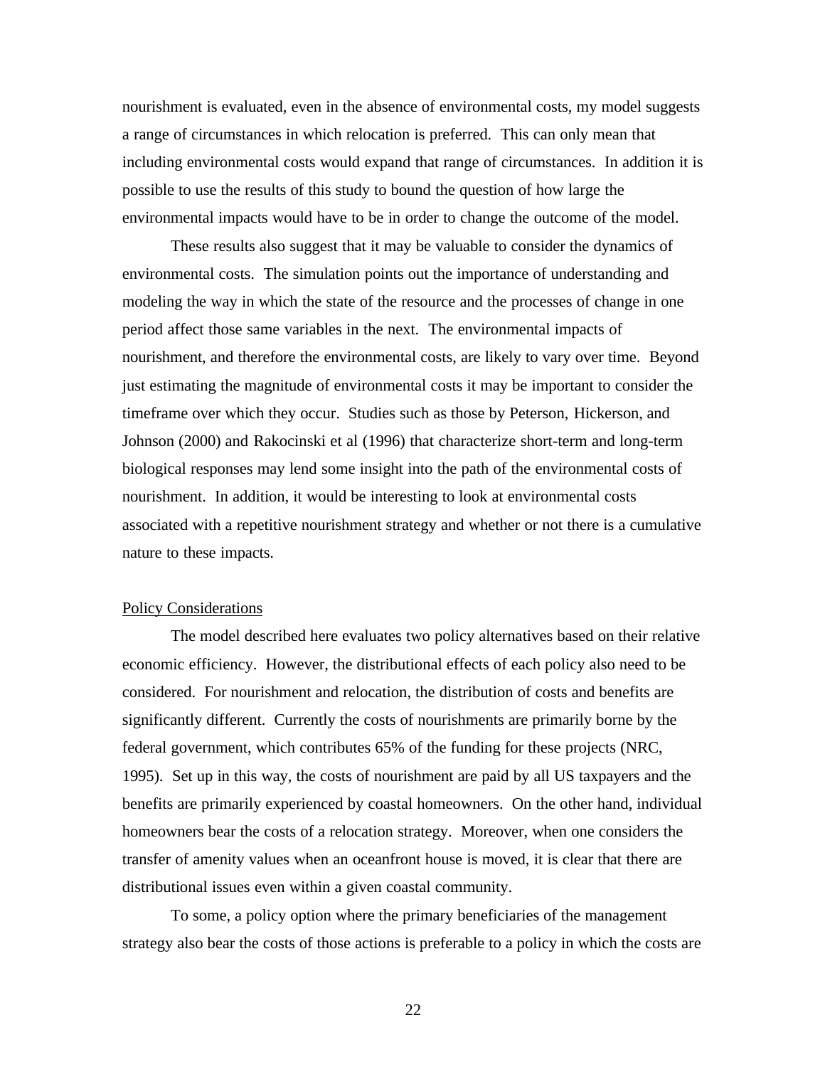nourishment is evaluated, even in the absence of environmental costs, my model suggests a range of circumstances in which relocation is preferred. This can only mean that including environmental costs would expand that range of circumstances. In addition it is possible to use the results of this study to bound the question of how large the environmental impacts would have to be in order to change the outcome of the model.

These results also suggest that it may be valuable to consider the dynamics of environmental costs. The simulation points out the importance of understanding and modeling the way in which the state of the resource and the processes of change in one period affect those same variables in the next. The environmental impacts of nourishment, and therefore the environmental costs, are likely to vary over time. Beyond just estimating the magnitude of environmental costs it may be important to consider the timeframe over which they occur. Studies such as those by Peterson, Hickerson, and Johnson (2000) and Rakocinski et al (1996) that characterize short-term and long-term biological responses may lend some insight into the path of the environmental costs of nourishment. In addition, it would be interesting to look at environmental costs associated with a repetitive nourishment strategy and whether or not there is a cumulative nature to these impacts.

## Policy Considerations

The model described here evaluates two policy alternatives based on their relative economic efficiency. However, the distributional effects of each policy also need to be considered. For nourishment and relocation, the distribution of costs and benefits are significantly different. Currently the costs of nourishments are primarily borne by the federal government, which contributes 65% of the funding for these projects (NRC, 1995). Set up in this way, the costs of nourishment are paid by all US taxpayers and the benefits are primarily experienced by coastal homeowners. On the other hand, individual homeowners bear the costs of a relocation strategy. Moreover, when one considers the transfer of amenity values when an oceanfront house is moved, it is clear that there are distributional issues even within a given coastal community.

To some, a policy option where the primary beneficiaries of the management strategy also bear the costs of those actions is preferable to a policy in which the costs are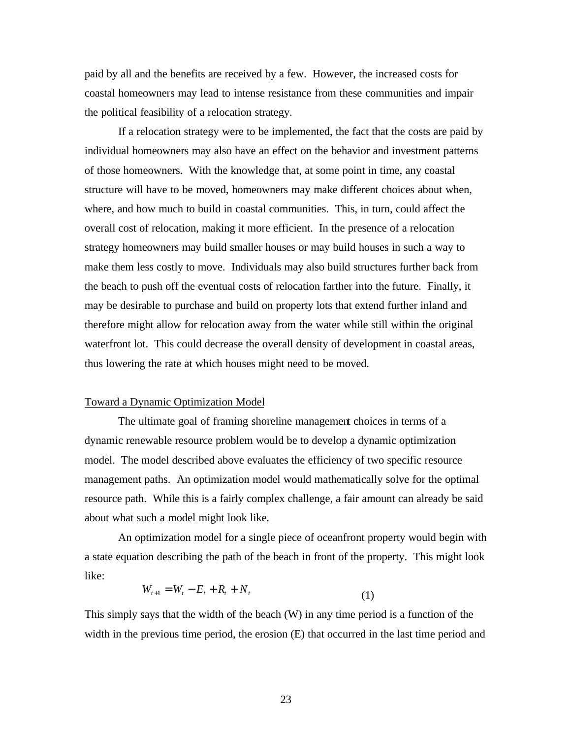paid by all and the benefits are received by a few. However, the increased costs for coastal homeowners may lead to intense resistance from these communities and impair the political feasibility of a relocation strategy.

If a relocation strategy were to be implemented, the fact that the costs are paid by individual homeowners may also have an effect on the behavior and investment patterns of those homeowners. With the knowledge that, at some point in time, any coastal structure will have to be moved, homeowners may make different choices about when, where, and how much to build in coastal communities. This, in turn, could affect the overall cost of relocation, making it more efficient. In the presence of a relocation strategy homeowners may build smaller houses or may build houses in such a way to make them less costly to move. Individuals may also build structures further back from the beach to push off the eventual costs of relocation farther into the future. Finally, it may be desirable to purchase and build on property lots that extend further inland and therefore might allow for relocation away from the water while still within the original waterfront lot. This could decrease the overall density of development in coastal areas, thus lowering the rate at which houses might need to be moved.

Toward a Dynamic Optimization Model

The ultimate goal of framing shoreline management choices in terms of a dynamic renewable resource problem would be to develop a dynamic optimization model. The model described above evaluates the efficiency of two specific resource management paths. An optimization model would mathematically solve for the optimal resource path. While this is a fairly complex challenge, a fair amount can already be said about what such a model might look like.

An optimization model for a single piece of oceanfront property would begin with a state equation describing the path of the beach in front of the property. This might look like:

$$W_{t+1} = W_t - E_t + R_t + N_t \qquad (1)$$

This simply says that the width of the beach (W) in any time period is a function of the width in the previous time period, the erosion (E) that occurred in the last time period and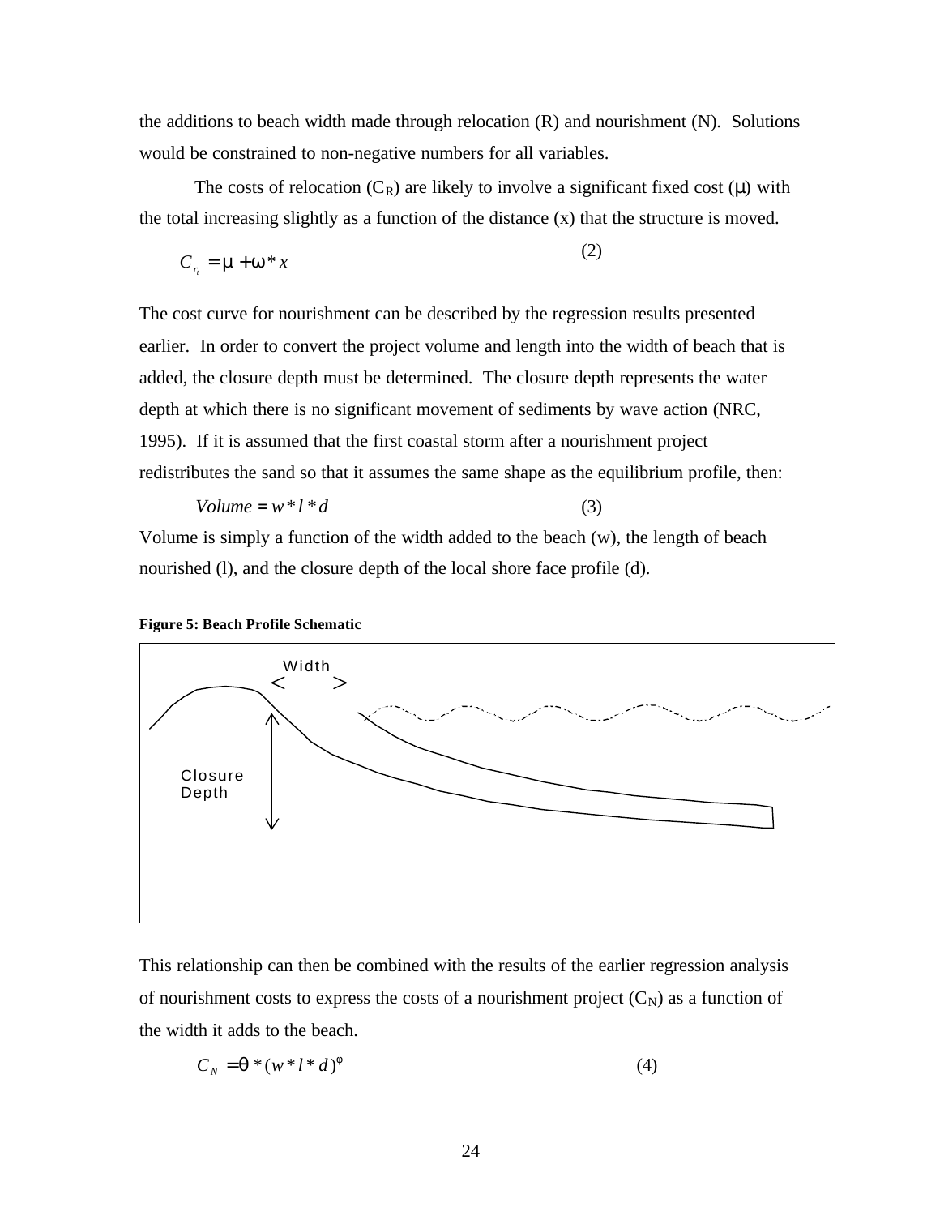the additions to beach width made through relocation (R) and nourishment (N). Solutions would be constrained to non-negative numbers for all variables.

The costs of relocation ($C_R$) are likely to involve a significant fixed cost ($\mu$) with the total increasing slightly as a function of the distance (x) that the structure is moved.

$$C_{r_t} = \mu + \omega * x \tag{2}$$

The cost curve for nourishment can be described by the regression results presented earlier. In order to convert the project volume and length into the width of beach that is added, the closure depth must be determined. The closure depth represents the water depth at which there is no significant movement of sediments by wave action (NRC, 1995). If it is assumed that the first coastal storm after a nourishment project redistributes the sand so that it assumes the same shape as the equilibrium profile, then:

$$Volume = w * l * d \tag{3}$$

Volume is simply a function of the width added to the beach (w), the length of beach nourished (l), and the closure depth of the local shore face profile (d).

**Figure 5: Beach Profile Schematic**

This relationship can then be combined with the results of the earlier regression analysis of nourishment costs to express the costs of a nourishment project ($C_N$) as a function of the width it adds to the beach.

$$C_N = \theta * (w * l * d)^{\varphi} \tag{4}$$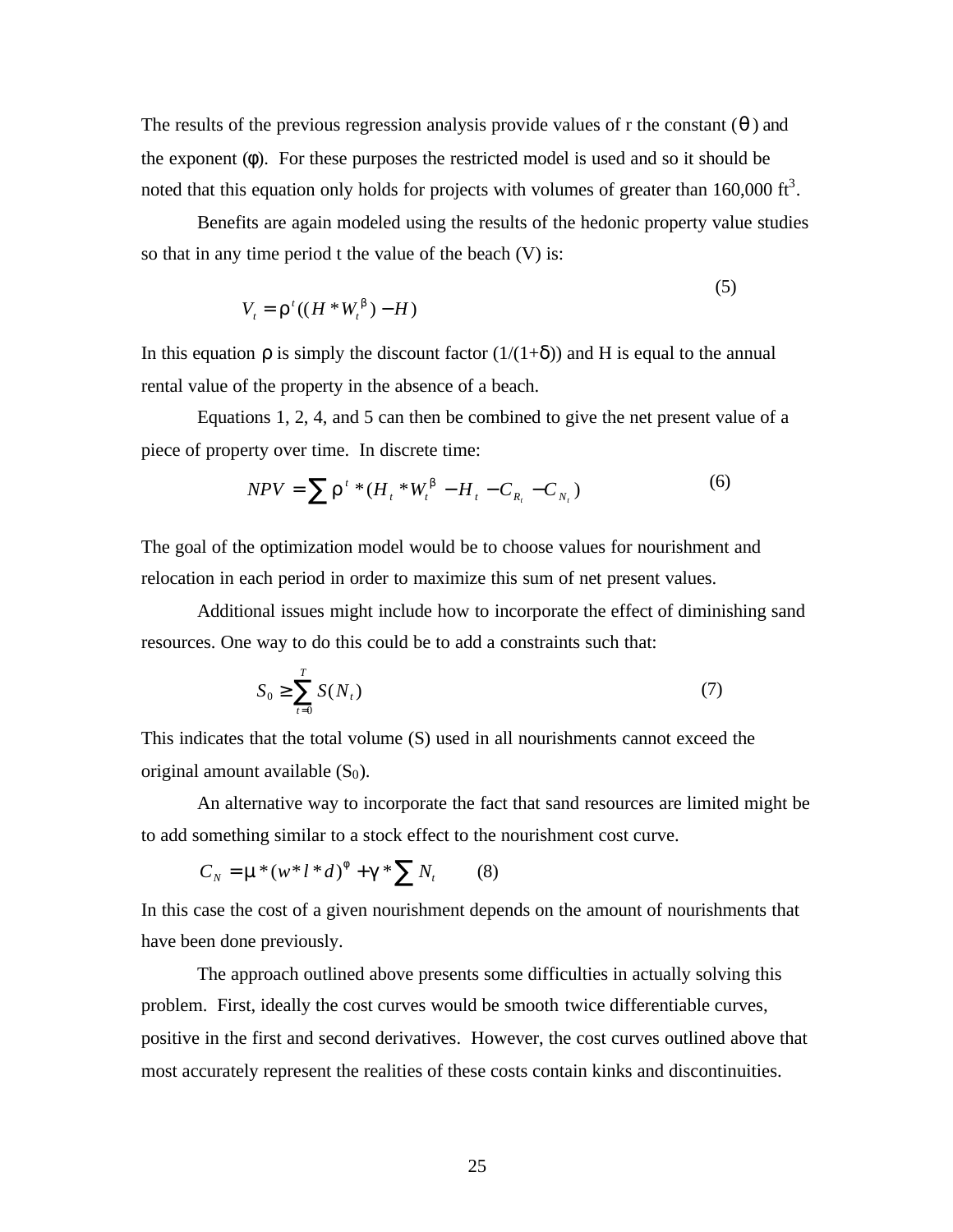The results of the previous regression analysis provide values of r the constant ($\theta$) and the exponent ($\phi$). For these purposes the restricted model is used and so it should be noted that this equation only holds for projects with volumes of greater than 160,000 ft$^3$.

Benefits are again modeled using the results of the hedonic property value studies so that in any time period t the value of the beach (V) is:

$$V_t = \rho^t((H * W_t^{\beta}) - H) \tag{5}$$

In this equation $\rho$ is simply the discount factor ($1/(1+\delta)$) and H is equal to the annual rental value of the property in the absence of a beach.

Equations 1, 2, 4, and 5 can then be combined to give the net present value of a piece of property over time. In discrete time:

$$NPV = \sum \rho^t * (H_t * W_t^{\beta} - H_t - C_{R_t} - C_{N_t}) \tag{6}$$

The goal of the optimization model would be to choose values for nourishment and relocation in each period in order to maximize this sum of net present values.

Additional issues might include how to incorporate the effect of diminishing sand resources. One way to do this could be to add a constraints such that:

$$S_0 \geq \sum_{t=0}^{T} S(N_t) \tag{7}$$

This indicates that the total volume (S) used in all nourishments cannot exceed the original amount available ($S_0$).

An alternative way to incorporate the fact that sand resources are limited might be to add something similar to a stock effect to the nourishment cost curve.

$$C_N = \mu * (w * l * d)^{\phi} + \gamma * \sum N_t \tag{8}$$

In this case the cost of a given nourishment depends on the amount of nourishments that have been done previously.

The approach outlined above presents some difficulties in actually solving this problem. First, ideally the cost curves would be smooth twice differentiable curves, positive in the first and second derivatives. However, the cost curves outlined above that most accurately represent the realities of these costs contain kinks and discontinuities.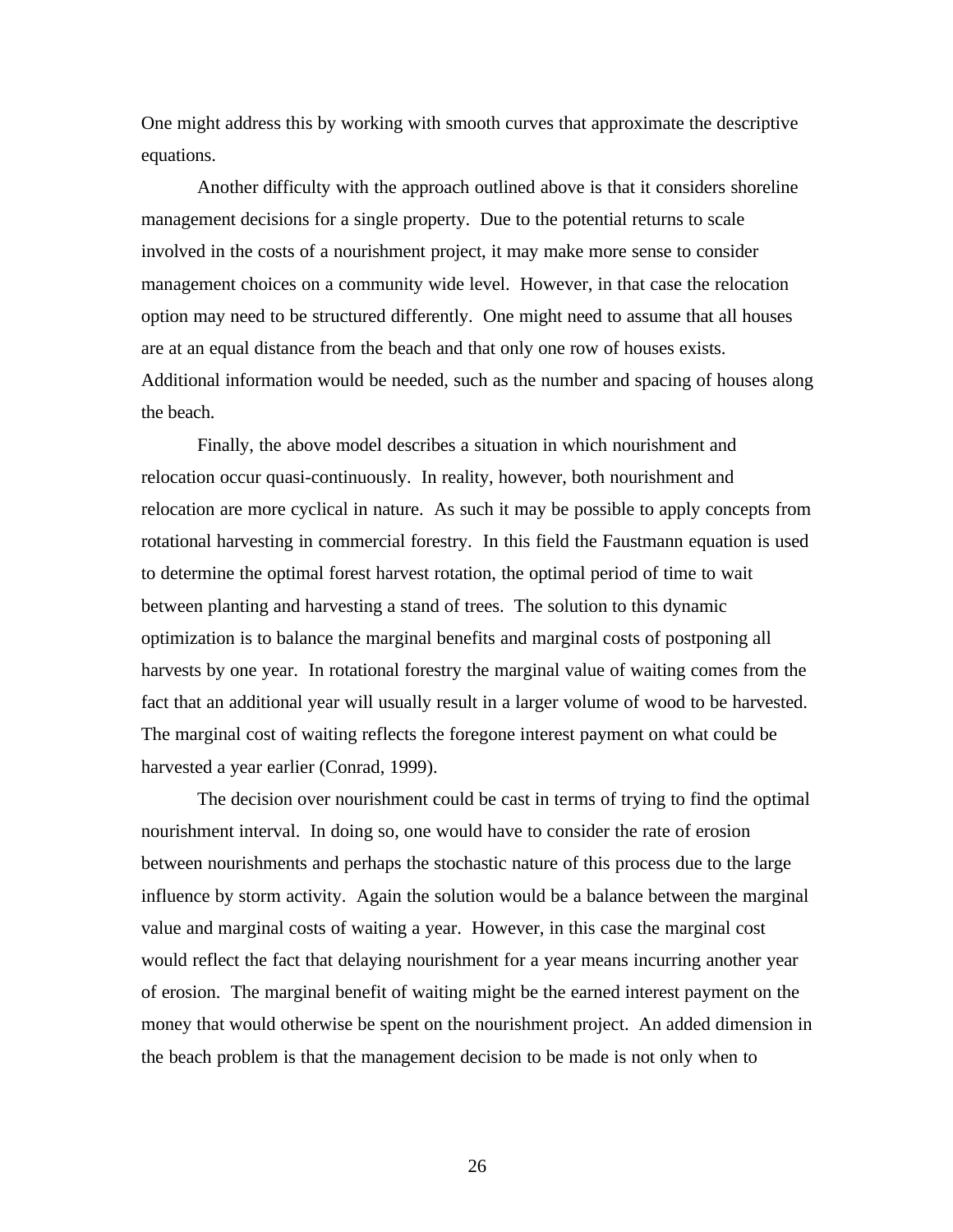One might address this by working with smooth curves that approximate the descriptive equations.

Another difficulty with the approach outlined above is that it considers shoreline management decisions for a single property. Due to the potential returns to scale involved in the costs of a nourishment project, it may make more sense to consider management choices on a community wide level. However, in that case the relocation option may need to be structured differently. One might need to assume that all houses are at an equal distance from the beach and that only one row of houses exists. Additional information would be needed, such as the number and spacing of houses along the beach.

Finally, the above model describes a situation in which nourishment and relocation occur quasi-continuously. In reality, however, both nourishment and relocation are more cyclical in nature. As such it may be possible to apply concepts from rotational harvesting in commercial forestry. In this field the Faustmann equation is used to determine the optimal forest harvest rotation, the optimal period of time to wait between planting and harvesting a stand of trees. The solution to this dynamic optimization is to balance the marginal benefits and marginal costs of postponing all harvests by one year. In rotational forestry the marginal value of waiting comes from the fact that an additional year will usually result in a larger volume of wood to be harvested. The marginal cost of waiting reflects the foregone interest payment on what could be harvested a year earlier (Conrad, 1999).

The decision over nourishment could be cast in terms of trying to find the optimal nourishment interval. In doing so, one would have to consider the rate of erosion between nourishments and perhaps the stochastic nature of this process due to the large influence by storm activity. Again the solution would be a balance between the marginal value and marginal costs of waiting a year. However, in this case the marginal cost would reflect the fact that delaying nourishment for a year means incurring another year of erosion. The marginal benefit of waiting might be the earned interest payment on the money that would otherwise be spent on the nourishment project. An added dimension in the beach problem is that the management decision to be made is not only when to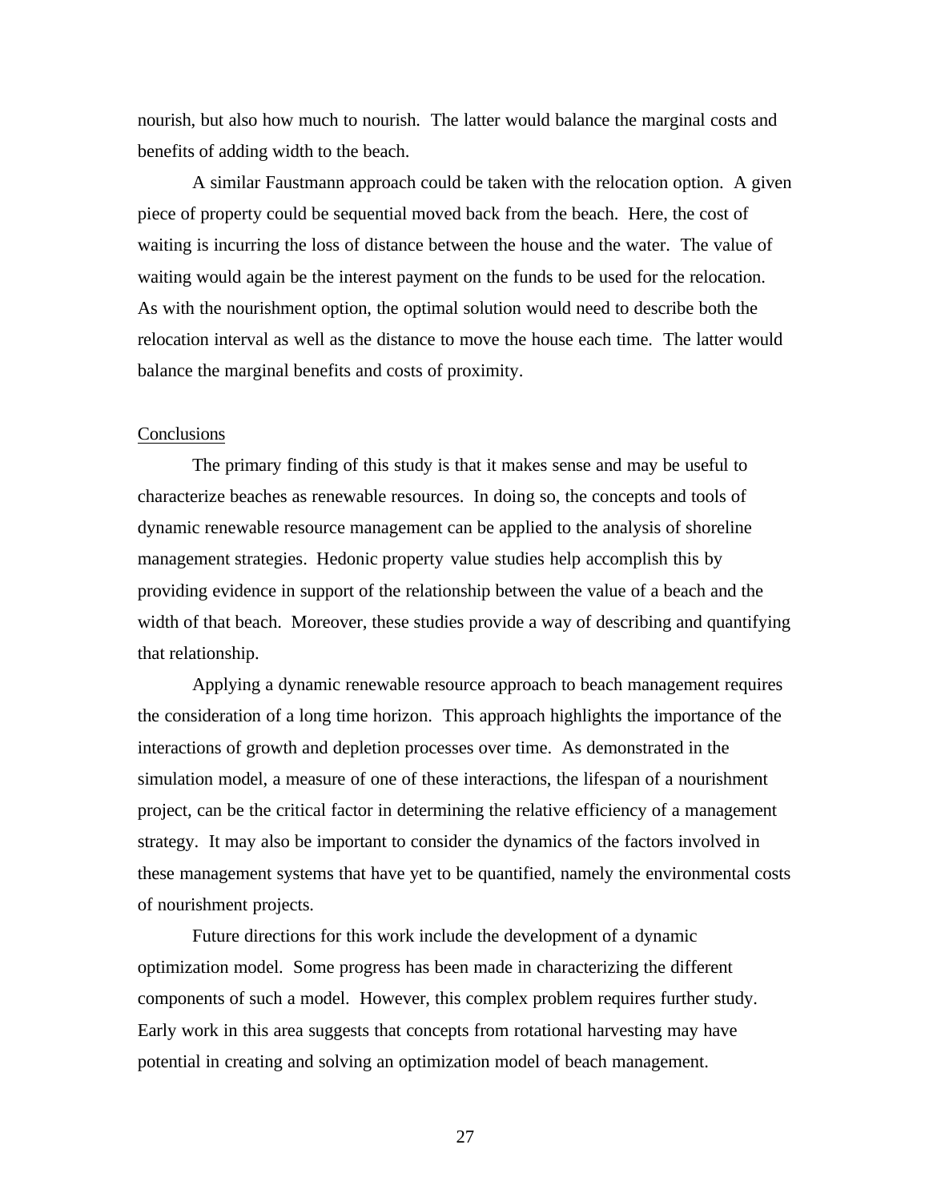nourish, but also how much to nourish. The latter would balance the marginal costs and benefits of adding width to the beach.

A similar Faustmann approach could be taken with the relocation option. A given piece of property could be sequential moved back from the beach. Here, the cost of waiting is incurring the loss of distance between the house and the water. The value of waiting would again be the interest payment on the funds to be used for the relocation. As with the nourishment option, the optimal solution would need to describe both the relocation interval as well as the distance to move the house each time. The latter would balance the marginal benefits and costs of proximity.

## Conclusions

The primary finding of this study is that it makes sense and may be useful to characterize beaches as renewable resources. In doing so, the concepts and tools of dynamic renewable resource management can be applied to the analysis of shoreline management strategies. Hedonic property value studies help accomplish this by providing evidence in support of the relationship between the value of a beach and the width of that beach. Moreover, these studies provide a way of describing and quantifying that relationship.

Applying a dynamic renewable resource approach to beach management requires the consideration of a long time horizon. This approach highlights the importance of the interactions of growth and depletion processes over time. As demonstrated in the simulation model, a measure of one of these interactions, the lifespan of a nourishment project, can be the critical factor in determining the relative efficiency of a management strategy. It may also be important to consider the dynamics of the factors involved in these management systems that have yet to be quantified, namely the environmental costs of nourishment projects.

Future directions for this work include the development of a dynamic optimization model. Some progress has been made in characterizing the different components of such a model. However, this complex problem requires further study. Early work in this area suggests that concepts from rotational harvesting may have potential in creating and solving an optimization model of beach management.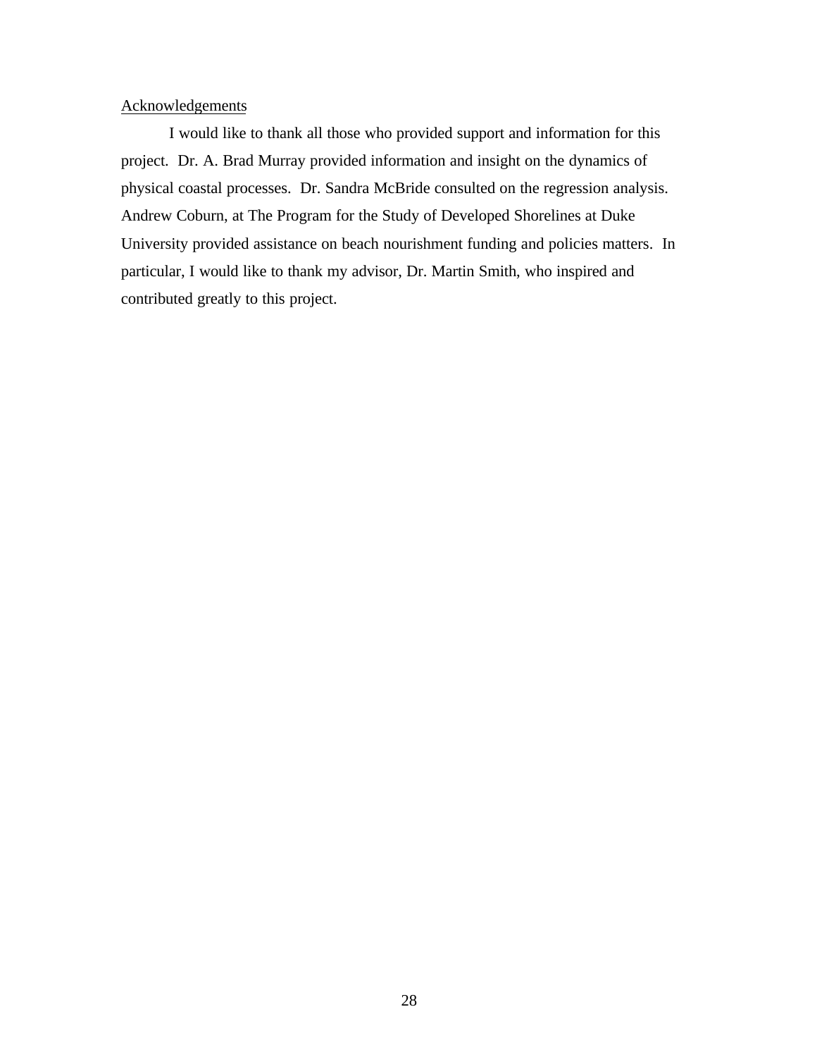## Acknowledgements

I would like to thank all those who provided support and information for this project. Dr. A. Brad Murray provided information and insight on the dynamics of physical coastal processes. Dr. Sandra McBride consulted on the regression analysis. Andrew Coburn, at The Program for the Study of Developed Shorelines at Duke University provided assistance on beach nourishment funding and policies matters. In particular, I would like to thank my advisor, Dr. Martin Smith, who inspired and contributed greatly to this project.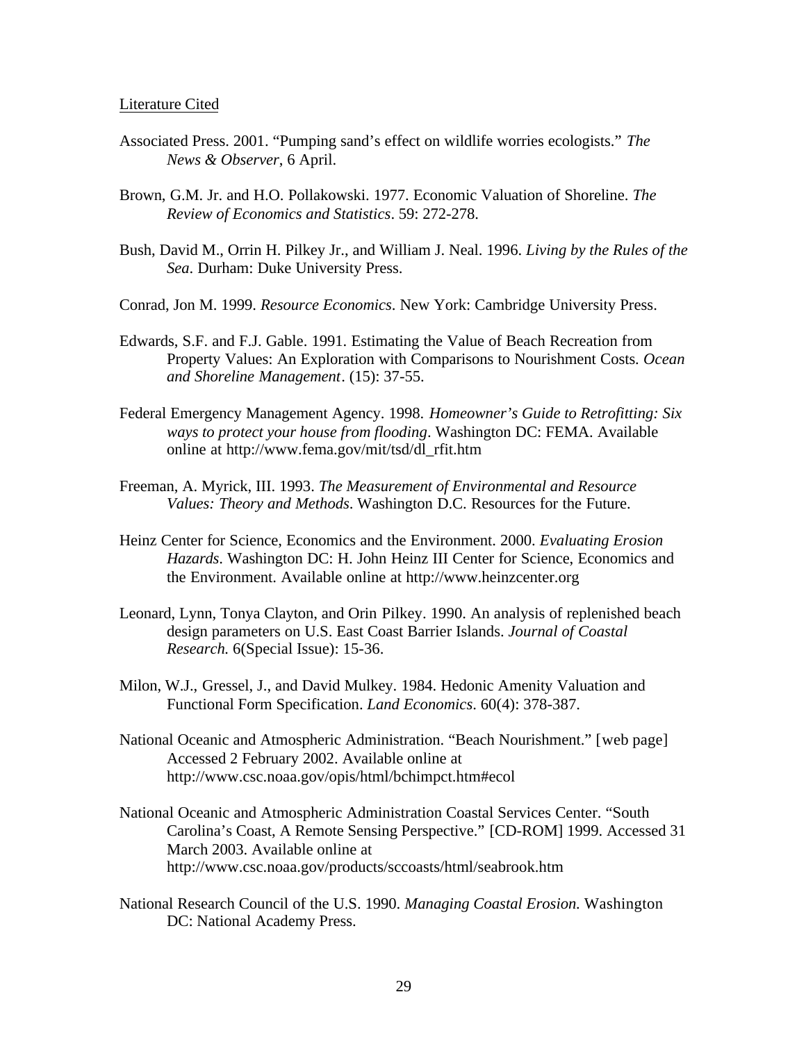Literature Cited

Associated Press. 2001. "Pumping sand's effect on wildlife worries ecologists." *The News & Observer*, 6 April.

Brown, G.M. Jr. and H.O. Pollakowski. 1977. Economic Valuation of Shoreline. *The Review of Economics and Statistics*. 59: 272-278.

Bush, David M., Orrin H. Pilkey Jr., and William J. Neal. 1996. *Living by the Rules of the Sea*. Durham: Duke University Press.

Conrad, Jon M. 1999. *Resource Economics*. New York: Cambridge University Press.

Edwards, S.F. and F.J. Gable. 1991. Estimating the Value of Beach Recreation from Property Values: An Exploration with Comparisons to Nourishment Costs. *Ocean and Shoreline Management*. (15): 37-55.

Federal Emergency Management Agency. 1998. *Homeowner's Guide to Retrofitting: Six ways to protect your house from flooding*. Washington DC: FEMA. Available online at http://www.fema.gov/mit/tsd/dl_rfit.htm

Freeman, A. Myrick, III. 1993. *The Measurement of Environmental and Resource Values: Theory and Methods*. Washington D.C. Resources for the Future.

Heinz Center for Science, Economics and the Environment. 2000. *Evaluating Erosion Hazards*. Washington DC: H. John Heinz III Center for Science, Economics and the Environment. Available online at http://www.heinzcenter.org

Leonard, Lynn, Tonya Clayton, and Orin Pilkey. 1990. An analysis of replenished beach design parameters on U.S. East Coast Barrier Islands. *Journal of Coastal Research.* 6(Special Issue): 15-36.

Milon, W.J., Gressel, J., and David Mulkey. 1984. Hedonic Amenity Valuation and Functional Form Specification. *Land Economics*. 60(4): 378-387.

National Oceanic and Atmospheric Administration. "Beach Nourishment." [web page] Accessed 2 February 2002. Available online at http://www.csc.noaa.gov/opis/html/bchimpct.htm#ecol

National Oceanic and Atmospheric Administration Coastal Services Center. "South Carolina's Coast, A Remote Sensing Perspective." [CD-ROM] 1999. Accessed 31 March 2003. Available online at http://www.csc.noaa.gov/products/sccoasts/html/seabrook.htm

National Research Council of the U.S. 1990. *Managing Coastal Erosion.* Washington DC: National Academy Press.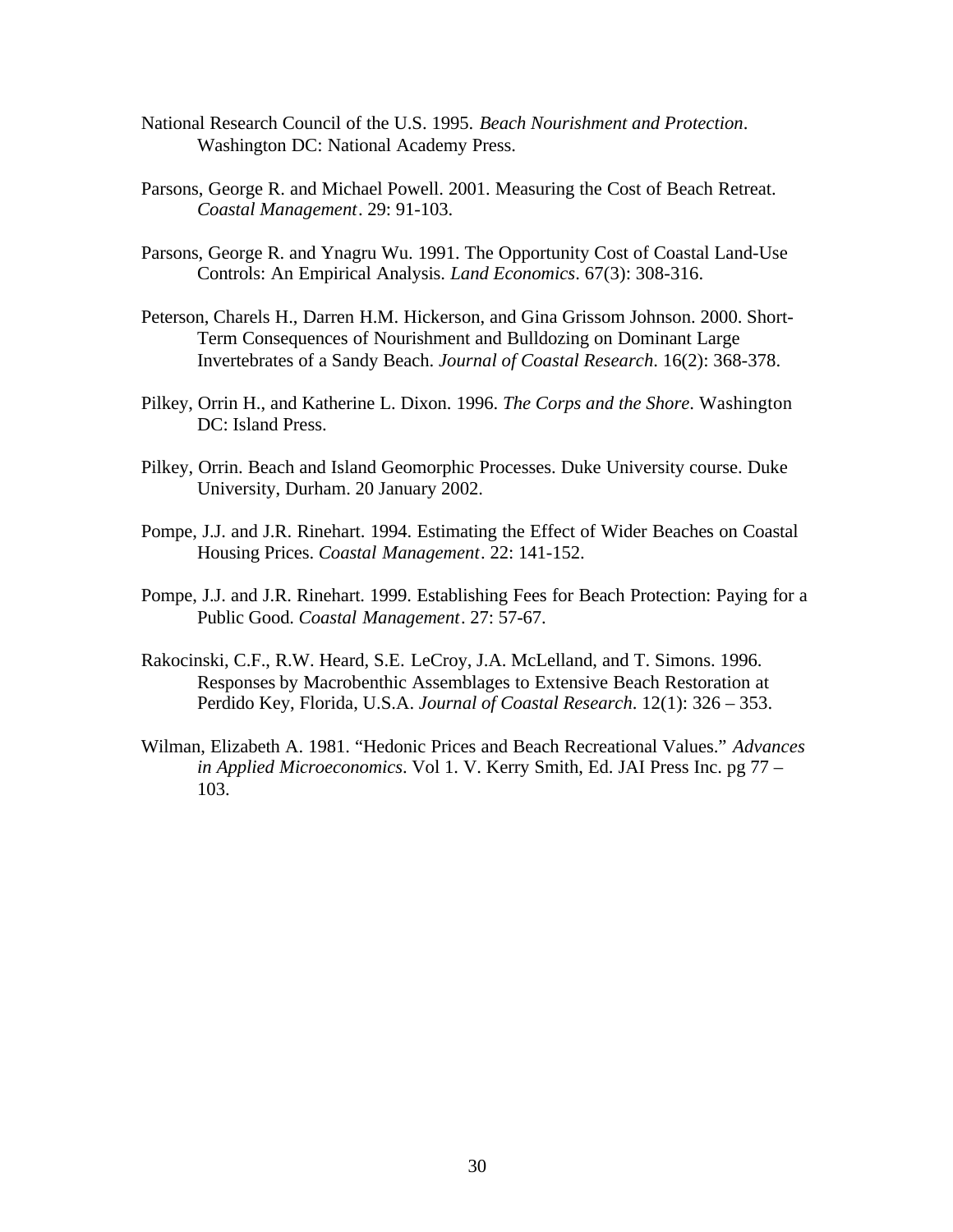National Research Council of the U.S. 1995. *Beach Nourishment and Protection*. Washington DC: National Academy Press.

Parsons, George R. and Michael Powell. 2001. Measuring the Cost of Beach Retreat. *Coastal Management*. 29: 91-103.

Parsons, George R. and Ynagru Wu. 1991. The Opportunity Cost of Coastal Land-Use Controls: An Empirical Analysis. *Land Economics*. 67(3): 308-316.

Peterson, Charels H., Darren H.M. Hickerson, and Gina Grissom Johnson. 2000. Short-Term Consequences of Nourishment and Bulldozing on Dominant Large Invertebrates of a Sandy Beach. *Journal of Coastal Research*. 16(2): 368-378.

Pilkey, Orrin H., and Katherine L. Dixon. 1996. *The Corps and the Shore*. Washington DC: Island Press.

Pilkey, Orrin. Beach and Island Geomorphic Processes. Duke University course. Duke University, Durham. 20 January 2002.

Pompe, J.J. and J.R. Rinehart. 1994. Estimating the Effect of Wider Beaches on Coastal Housing Prices. *Coastal Management*. 22: 141-152.

Pompe, J.J. and J.R. Rinehart. 1999. Establishing Fees for Beach Protection: Paying for a Public Good. *Coastal Management*. 27: 57-67.

Rakocinski, C.F., R.W. Heard, S.E. LeCroy, J.A. McLelland, and T. Simons. 1996. Responses by Macrobenthic Assemblages to Extensive Beach Restoration at Perdido Key, Florida, U.S.A. *Journal of Coastal Research*. 12(1): 326 – 353.

Wilman, Elizabeth A. 1981. "Hedonic Prices and Beach Recreational Values." *Advances in Applied Microeconomics*. Vol 1. V. Kerry Smith, Ed. JAI Press Inc. pg 77 – 103.